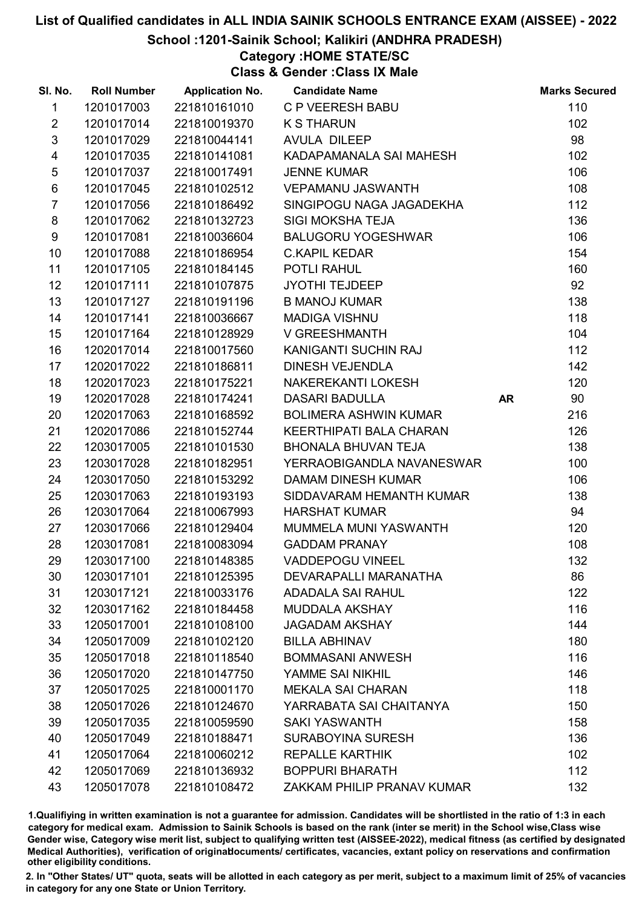# List of Qualified candidates in ALL INDIA SAINIK SCHOOLS ENTRANCE EXAM (AISSEE) - 2022

## School :1201-Sainik School; Kalikiri (ANDHRA PRADESH)

### Category :HOME STATE/SC

### Class & Gender :Class IX Male

| Sl. No. | Roll Number | Application No. | Candidate Name | | Marks Secured |
|---|---|---|---|---|---|
| 1 | 1201017003 | 221810161010 | C P VEERESH BABU | | 110 |
| 2 | 1201017014 | 221810019370 | K S THARUN | | 102 |
| 3 | 1201017029 | 221810044141 | AVULA DILEEP | | 98 |
| 4 | 1201017035 | 221810141081 | KADAPAMANALA SAI MAHESH | | 102 |
| 5 | 1201017037 | 221810017491 | JENNE KUMAR | | 106 |
| 6 | 1201017045 | 221810102512 | VEPAMANU JASWANTH | | 108 |
| 7 | 1201017056 | 221810186492 | SINGIPOGU NAGA JAGADEKHA | | 112 |
| 8 | 1201017062 | 221810132723 | SIGI MOKSHA TEJA | | 136 |
| 9 | 1201017081 | 221810036604 | BALUGORU YOGESHWAR | | 106 |
| 10 | 1201017088 | 221810186954 | C.KAPIL KEDAR | | 154 |
| 11 | 1201017105 | 221810184145 | POTLI RAHUL | | 160 |
| 12 | 1201017111 | 221810107875 | JYOTHI TEJDEEP | | 92 |
| 13 | 1201017127 | 221810191196 | B MANOJ KUMAR | | 138 |
| 14 | 1201017141 | 221810036667 | MADIGA VISHNU | | 118 |
| 15 | 1201017164 | 221810128929 | V GREESHMANTH | | 104 |
| 16 | 1202017014 | 221810017560 | KANIGANTI SUCHIN RAJ | | 112 |
| 17 | 1202017022 | 221810186811 | DINESH VEJENDLA | | 142 |
| 18 | 1202017023 | 221810175221 | NAKEREKANTI LOKESH | | 120 |
| 19 | 1202017028 | 221810174241 | DASARI BADULLA | AR | 90 |
| 20 | 1202017063 | 221810168592 | BOLIMERA ASHWIN KUMAR | | 216 |
| 21 | 1202017086 | 221810152744 | KEERTHIPATI BALA CHARAN | | 126 |
| 22 | 1203017005 | 221810101530 | BHONALA BHUVAN TEJA | | 138 |
| 23 | 1203017028 | 221810182951 | YERRAOBIGANDLA NAVANESWAR | | 100 |
| 24 | 1203017050 | 221810153292 | DAMAM DINESH KUMAR | | 106 |
| 25 | 1203017063 | 221810193193 | SIDDAVARAM HEMANTH KUMAR | | 138 |
| 26 | 1203017064 | 221810067993 | HARSHAT KUMAR | | 94 |
| 27 | 1203017066 | 221810129404 | MUMMELA MUNI YASWANTH | | 120 |
| 28 | 1203017081 | 221810083094 | GADDAM PRANAY | | 108 |
| 29 | 1203017100 | 221810148385 | VADDEPOGU VINEEL | | 132 |
| 30 | 1203017101 | 221810125395 | DEVARAPALLI MARANATHA | | 86 |
| 31 | 1203017121 | 221810033176 | ADADALA SAI RAHUL | | 122 |
| 32 | 1203017162 | 221810184458 | MUDDALA AKSHAY | | 116 |
| 33 | 1205017001 | 221810108100 | JAGADAM AKSHAY | | 144 |
| 34 | 1205017009 | 221810102120 | BILLA ABHINAV | | 180 |
| 35 | 1205017018 | 221810118540 | BOMMASANI ANWESH | | 116 |
| 36 | 1205017020 | 221810147750 | YAMME SAI NIKHIL | | 146 |
| 37 | 1205017025 | 221810001170 | MEKALA SAI CHARAN | | 118 |
| 38 | 1205017026 | 221810124670 | YARRABATA SAI CHAITANYA | | 150 |
| 39 | 1205017035 | 221810059590 | SAKI YASWANTH | | 158 |
| 40 | 1205017049 | 221810188471 | SURABOYINA SURESH | | 136 |
| 41 | 1205017064 | 221810060212 | REPALLE KARTHIK | | 102 |
| 42 | 1205017069 | 221810136932 | BOPPURI BHARATH | | 112 |
| 43 | 1205017078 | 221810108472 | ZAKKAM PHILIP PRANAV KUMAR | | 132 |

1.Qualifying in written examination is not a guarantee for admission. Candidates will be shortlisted in the ratio of 1:3 in each category for medical exam. Admission to Sainik Schools is based on the rank (inter se merit) in the School wise,Class wise Gender wise, Category wise merit list, subject to qualifying written test (AISSEE-2022), medical fitness (as certified by designated Medical Authorities), verification of originaldocuments/ certificates, vacancies, extant policy on reservations and confirmation other eligibility conditions.

2. In "Other States/ UT" quota, seats will be allotted in each category as per merit, subject to a maximum limit of 25% of vacancies in category for any one State or Union Territory.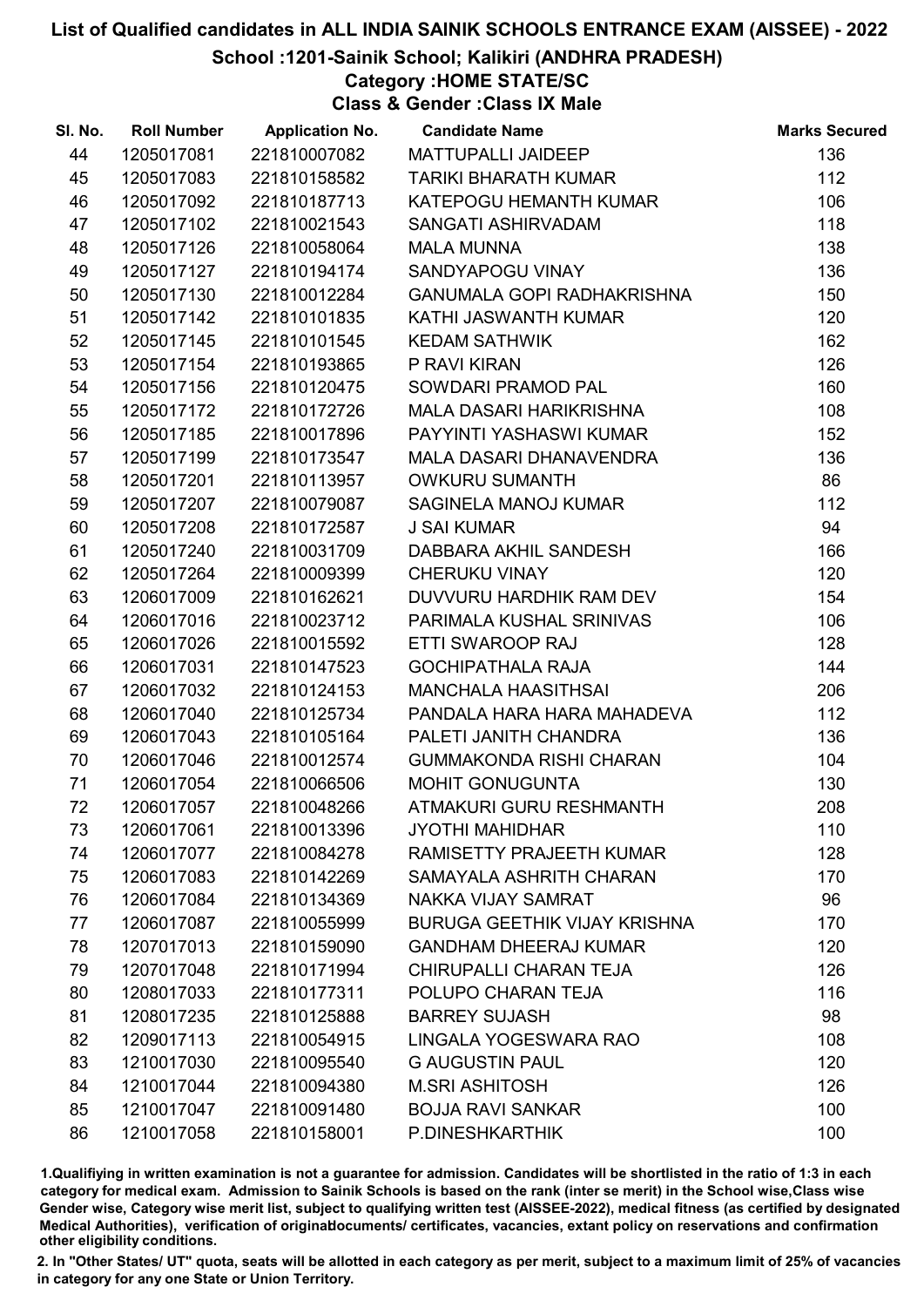# List of Qualified candidates in ALL INDIA SAINIK SCHOOLS ENTRANCE EXAM (AISSEE) - 2022

## School :1201-Sainik School; Kalikiri (ANDHRA PRADESH)

### Category :HOME STATE/SC

### Class & Gender :Class IX Male

| Sl. No. | Roll Number | Application No. | Candidate Name | Marks Secured |
|---|---|---|---|---|
| 44 | 1205017081 | 221810007082 | MATTUPALLI JAIDEEP | 136 |
| 45 | 1205017083 | 221810158582 | TARIKI BHARATH KUMAR | 112 |
| 46 | 1205017092 | 221810187713 | KATEPOGU HEMANTH KUMAR | 106 |
| 47 | 1205017102 | 221810021543 | SANGATI ASHIRVADAM | 118 |
| 48 | 1205017126 | 221810058064 | MALA MUNNA | 138 |
| 49 | 1205017127 | 221810194174 | SANDYAPOGU VINAY | 136 |
| 50 | 1205017130 | 221810012284 | GANUMALA GOPI RADHAKRISHNA | 150 |
| 51 | 1205017142 | 221810101835 | KATHI JASWANTH KUMAR | 120 |
| 52 | 1205017145 | 221810101545 | KEDAM SATHWIK | 162 |
| 53 | 1205017154 | 221810193865 | P RAVI KIRAN | 126 |
| 54 | 1205017156 | 221810120475 | SOWDARI PRAMOD PAL | 160 |
| 55 | 1205017172 | 221810172726 | MALA DASARI HARIKRISHNA | 108 |
| 56 | 1205017185 | 221810017896 | PAYYINTI YASHASWI KUMAR | 152 |
| 57 | 1205017199 | 221810173547 | MALA DASARI DHANAVENDRA | 136 |
| 58 | 1205017201 | 221810113957 | OWKURU SUMANTH | 86 |
| 59 | 1205017207 | 221810079087 | SAGINELA MANOJ KUMAR | 112 |
| 60 | 1205017208 | 221810172587 | J SAI KUMAR | 94 |
| 61 | 1205017240 | 221810031709 | DABBARA AKHIL SANDESH | 166 |
| 62 | 1205017264 | 221810009399 | CHERUKU VINAY | 120 |
| 63 | 1206017009 | 221810162621 | DUVVURU HARDHIK RAM DEV | 154 |
| 64 | 1206017016 | 221810023712 | PARIMALA KUSHAL SRINIVAS | 106 |
| 65 | 1206017026 | 221810015592 | ETTI SWAROOP RAJ | 128 |
| 66 | 1206017031 | 221810147523 | GOCHIPATHALA RAJA | 144 |
| 67 | 1206017032 | 221810124153 | MANCHALA HAASITHSAI | 206 |
| 68 | 1206017040 | 221810125734 | PANDALA HARA HARA MAHADEVA | 112 |
| 69 | 1206017043 | 221810105164 | PALETI JANITH CHANDRA | 136 |
| 70 | 1206017046 | 221810012574 | GUMMAKONDA RISHI CHARAN | 104 |
| 71 | 1206017054 | 221810066506 | MOHIT GONUGUNTA | 130 |
| 72 | 1206017057 | 221810048266 | ATMAKURI GURU RESHMANTH | 208 |
| 73 | 1206017061 | 221810013396 | JYOTHI MAHIDHAR | 110 |
| 74 | 1206017077 | 221810084278 | RAMISETTY PRAJEETH KUMAR | 128 |
| 75 | 1206017083 | 221810142269 | SAMAYALA ASHRITH CHARAN | 170 |
| 76 | 1206017084 | 221810134369 | NAKKA VIJAY SAMRAT | 96 |
| 77 | 1206017087 | 221810055999 | BURUGA GEETHIK VIJAY KRISHNA | 170 |
| 78 | 1207017013 | 221810159090 | GANDHAM DHEERAJ KUMAR | 120 |
| 79 | 1207017048 | 221810171994 | CHIRUPALLI CHARAN TEJA | 126 |
| 80 | 1208017033 | 221810177311 | POLUPO CHARAN TEJA | 116 |
| 81 | 1208017235 | 221810125888 | BARREY SUJASH | 98 |
| 82 | 1209017113 | 221810054915 | LINGALA YOGESWARA RAO | 108 |
| 83 | 1210017030 | 221810095540 | G AUGUSTIN PAUL | 120 |
| 84 | 1210017044 | 221810094380 | M.SRI ASHITOSH | 126 |
| 85 | 1210017047 | 221810091480 | BOJJA RAVI SANKAR | 100 |
| 86 | 1210017058 | 221810158001 | P.DINESHKARTHIK | 100 |

1.Qualifying in written examination is not a guarantee for admission. Candidates will be shortlisted in the ratio of 1:3 in each category for medical exam. Admission to Sainik Schools is based on the rank (inter se merit) in the School wise,Class wise Gender wise, Category wise merit list, subject to qualifying written test (AISSEE-2022), medical fitness (as certified by designated Medical Authorities), verification of originaldocuments/ certificates, vacancies, extant policy on reservations and confirmation other eligibility conditions.

2. In "Other States/ UT" quota, seats will be allotted in each category as per merit, subject to a maximum limit of 25% of vacancies in category for any one State or Union Territory.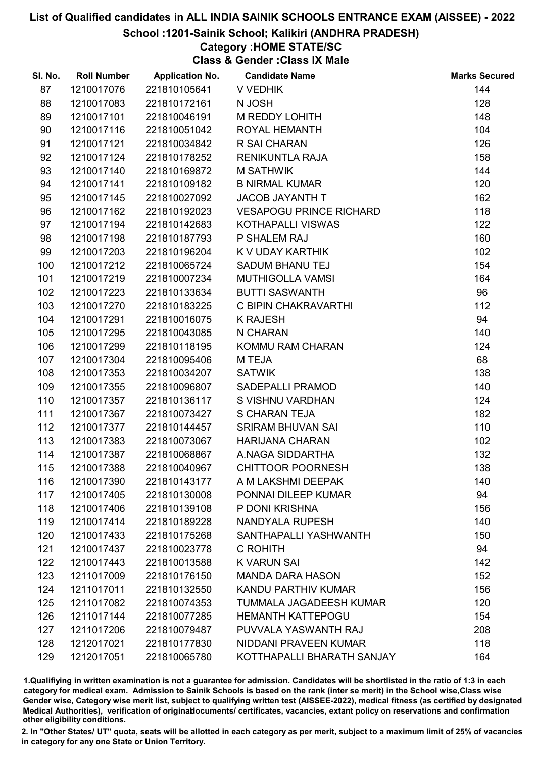# List of Qualified candidates in ALL INDIA SAINIK SCHOOLS ENTRANCE EXAM (AISSEE) - 2022

## School :1201-Sainik School; Kalikiri (ANDHRA PRADESH)

### Category :HOME STATE/SC

### Class & Gender :Class IX Male

| Sl. No. | Roll Number | Application No. | Candidate Name | Marks Secured |
|---|---|---|---|---|
| 87 | 1210017076 | 221810105641 | V VEDHIK | 144 |
| 88 | 1210017083 | 221810172161 | N JOSH | 128 |
| 89 | 1210017101 | 221810046191 | M REDDY LOHITH | 148 |
| 90 | 1210017116 | 221810051042 | ROYAL HEMANTH | 104 |
| 91 | 1210017121 | 221810034842 | R SAI CHARAN | 126 |
| 92 | 1210017124 | 221810178252 | RENIKUNTLA RAJA | 158 |
| 93 | 1210017140 | 221810169872 | M SATHWIK | 144 |
| 94 | 1210017141 | 221810109182 | B NIRMAL KUMAR | 120 |
| 95 | 1210017145 | 221810027092 | JACOB JAYANTH T | 162 |
| 96 | 1210017162 | 221810192023 | VESAPOGU PRINCE RICHARD | 118 |
| 97 | 1210017194 | 221810142683 | KOTHAPALLI VISWAS | 122 |
| 98 | 1210017198 | 221810187793 | P SHALEM RAJ | 160 |
| 99 | 1210017203 | 221810196204 | K V UDAY KARTHIK | 102 |
| 100 | 1210017212 | 221810065724 | SADUM BHANU TEJ | 154 |
| 101 | 1210017219 | 221810007234 | MUTHIGOLLA VAMSI | 164 |
| 102 | 1210017223 | 221810133634 | BUTTI SASWANTH | 96 |
| 103 | 1210017270 | 221810183225 | C BIPIN CHAKRAVARTHI | 112 |
| 104 | 1210017291 | 221810016075 | K RAJESH | 94 |
| 105 | 1210017295 | 221810043085 | N CHARAN | 140 |
| 106 | 1210017299 | 221810118195 | KOMMU RAM CHARAN | 124 |
| 107 | 1210017304 | 221810095406 | M TEJA | 68 |
| 108 | 1210017353 | 221810034207 | SATWIK | 138 |
| 109 | 1210017355 | 221810096807 | SADEPALLI PRAMOD | 140 |
| 110 | 1210017357 | 221810136117 | S VISHNU VARDHAN | 124 |
| 111 | 1210017367 | 221810073427 | S CHARAN TEJA | 182 |
| 112 | 1210017377 | 221810144457 | SRIRAM BHUVAN SAI | 110 |
| 113 | 1210017383 | 221810073067 | HARIJANA CHARAN | 102 |
| 114 | 1210017387 | 221810068867 | A.NAGA SIDDARTHA | 132 |
| 115 | 1210017388 | 221810040967 | CHITTOOR POORNESH | 138 |
| 116 | 1210017390 | 221810143177 | A M LAKSHMI DEEPAK | 140 |
| 117 | 1210017405 | 221810130008 | PONNAI DILEEP KUMAR | 94 |
| 118 | 1210017406 | 221810139108 | P DONI KRISHNA | 156 |
| 119 | 1210017414 | 221810189228 | NANDYALA RUPESH | 140 |
| 120 | 1210017433 | 221810175268 | SANTHAPALLI YASHWANTH | 150 |
| 121 | 1210017437 | 221810023778 | C ROHITH | 94 |
| 122 | 1210017443 | 221810013588 | K VARUN SAI | 142 |
| 123 | 1211017009 | 221810176150 | MANDA DARA HASON | 152 |
| 124 | 1211017011 | 221810132550 | KANDU PARTHIV KUMAR | 156 |
| 125 | 1211017082 | 221810074353 | TUMMALA JAGADEESH KUMAR | 120 |
| 126 | 1211017144 | 221810077285 | HEMANTH KATTEPOGU | 154 |
| 127 | 1211017206 | 221810079487 | PUVVALA YASWANTH RAJ | 208 |
| 128 | 1212017021 | 221810177830 | NIDDANI PRAVEEN KUMAR | 118 |
| 129 | 1212017051 | 221810065780 | KOTTHAPALLI BHARATH SANJAY | 164 |

1.Qualifiying in written examination is not a guarantee for admission. Candidates will be shortlisted in the ratio of 1:3 in each category for medical exam. Admission to Sainik Schools is based on the rank (inter se merit) in the School wise,Class wise Gender wise, Category wise merit list, subject to qualifying written test (AISSEE-2022), medical fitness (as certified by designated Medical Authorities), verification of originaldocuments/ certificates, vacancies, extant policy on reservations and confirmation other eligibility conditions.

2. In "Other States/ UT" quota, seats will be allotted in each category as per merit, subject to a maximum limit of 25% of vacancies in category for any one State or Union Territory.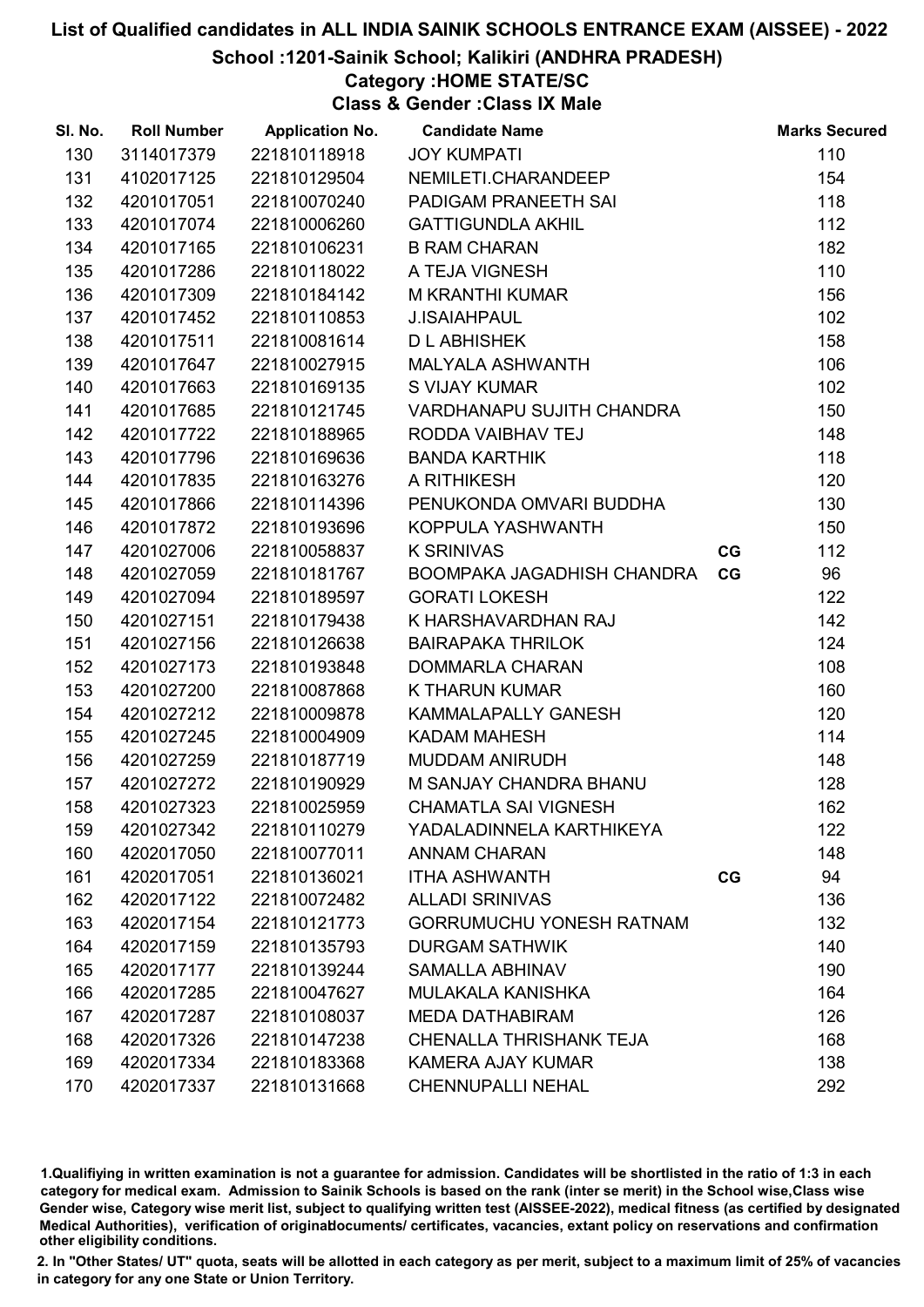# List of Qualified candidates in ALL INDIA SAINIK SCHOOLS ENTRANCE EXAM (AISSEE) - 2022

## School :1201-Sainik School; Kalikiri (ANDHRA PRADESH)

### Category :HOME STATE/SC

### Class & Gender :Class IX Male

| Sl. No. | Roll Number | Application No. | Candidate Name | | Marks Secured |
|---|---|---|---|---|---|
| 130 | 3114017379 | 221810118918 | JOY KUMPATI | | 110 |
| 131 | 4102017125 | 221810129504 | NEMILETI.CHARANDEEP | | 154 |
| 132 | 4201017051 | 221810070240 | PADIGAM PRANEETH SAI | | 118 |
| 133 | 4201017074 | 221810006260 | GATTIGUNDLA AKHIL | | 112 |
| 134 | 4201017165 | 221810106231 | B RAM CHARAN | | 182 |
| 135 | 4201017286 | 221810118022 | A TEJA VIGNESH | | 110 |
| 136 | 4201017309 | 221810184142 | M KRANTHI KUMAR | | 156 |
| 137 | 4201017452 | 221810110853 | J.ISAIAHPAUL | | 102 |
| 138 | 4201017511 | 221810081614 | D L ABHISHEK | | 158 |
| 139 | 4201017647 | 221810027915 | MALYALA ASHWANTH | | 106 |
| 140 | 4201017663 | 221810169135 | S VIJAY KUMAR | | 102 |
| 141 | 4201017685 | 221810121745 | VARDHANAPU SUJITH CHANDRA | | 150 |
| 142 | 4201017722 | 221810188965 | RODDA VAIBHAV TEJ | | 148 |
| 143 | 4201017796 | 221810169636 | BANDA KARTHIK | | 118 |
| 144 | 4201017835 | 221810163276 | A RITHIKESH | | 120 |
| 145 | 4201017866 | 221810114396 | PENUKONDA OMVARI BUDDHA | | 130 |
| 146 | 4201017872 | 221810193696 | KOPPULA YASHWANTH | | 150 |
| 147 | 4201027006 | 221810058837 | K SRINIVAS | CG | 112 |
| 148 | 4201027059 | 221810181767 | BOOMPAKA JAGADHISH CHANDRA | CG | 96 |
| 149 | 4201027094 | 221810189597 | GORATI LOKESH | | 122 |
| 150 | 4201027151 | 221810179438 | K HARSHAVARDHAN RAJ | | 142 |
| 151 | 4201027156 | 221810126638 | BAIRAPAKA THRILOK | | 124 |
| 152 | 4201027173 | 221810193848 | DOMMARLA CHARAN | | 108 |
| 153 | 4201027200 | 221810087868 | K THARUN KUMAR | | 160 |
| 154 | 4201027212 | 221810009878 | KAMMALAPALLY GANESH | | 120 |
| 155 | 4201027245 | 221810004909 | KADAM MAHESH | | 114 |
| 156 | 4201027259 | 221810187719 | MUDDAM ANIRUDH | | 148 |
| 157 | 4201027272 | 221810190929 | M SANJAY CHANDRA BHANU | | 128 |
| 158 | 4201027323 | 221810025959 | CHAMATLA SAI VIGNESH | | 162 |
| 159 | 4201027342 | 221810110279 | YADALADINNELA KARTHIKEYA | | 122 |
| 160 | 4202017050 | 221810077011 | ANNAM CHARAN | | 148 |
| 161 | 4202017051 | 221810136021 | ITHA ASHWANTH | CG | 94 |
| 162 | 4202017122 | 221810072482 | ALLADI SRINIVAS | | 136 |
| 163 | 4202017154 | 221810121773 | GORRUMUCHU YONESH RATNAM | | 132 |
| 164 | 4202017159 | 221810135793 | DURGAM SATHWIK | | 140 |
| 165 | 4202017177 | 221810139244 | SAMALLA ABHINAV | | 190 |
| 166 | 4202017285 | 221810047627 | MULAKALA KANISHKA | | 164 |
| 167 | 4202017287 | 221810108037 | MEDA DATHABIRAM | | 126 |
| 168 | 4202017326 | 221810147238 | CHENALLA THRISHANK TEJA | | 168 |
| 169 | 4202017334 | 221810183368 | KAMERA AJAY KUMAR | | 138 |
| 170 | 4202017337 | 221810131668 | CHENNUPALLI NEHAL | | 292 |

1.Qualifiying in written examination is not a guarantee for admission. Candidates will be shortlisted in the ratio of 1:3 in each category for medical exam. Admission to Sainik Schools is based on the rank (inter se merit) in the School wise,Class wise Gender wise, Category wise merit list, subject to qualifying written test (AISSEE-2022), medical fitness (as certified by designated Medical Authorities), verification of originaldocuments/ certificates, vacancies, extant policy on reservations and confirmation other eligibility conditions.

2. In "Other States/ UT" quota, seats will be allotted in each category as per merit, subject to a maximum limit of 25% of vacancies in category for any one State or Union Territory.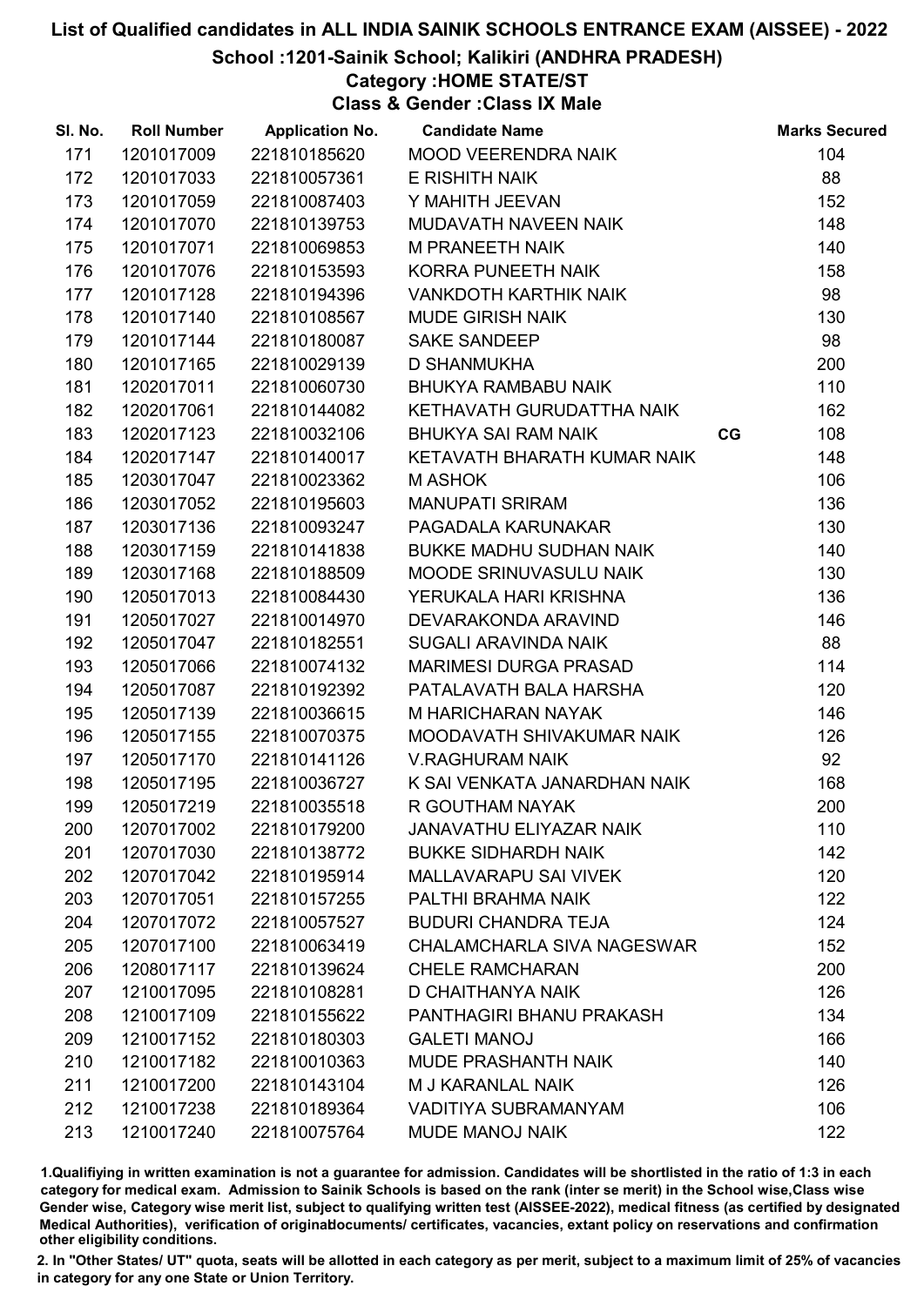# List of Qualified candidates in ALL INDIA SAINIK SCHOOLS ENTRANCE EXAM (AISSEE) - 2022

## School :1201-Sainik School; Kalikiri (ANDHRA PRADESH)

### Category :HOME STATE/ST

### Class & Gender :Class IX Male

| Sl. No. | Roll Number | Application No. | Candidate Name | | Marks Secured |
|---|---|---|---|---|---|
| 171 | 1201017009 | 221810185620 | MOOD VEERENDRA NAIK | | 104 |
| 172 | 1201017033 | 221810057361 | E RISHITH NAIK | | 88 |
| 173 | 1201017059 | 221810087403 | Y MAHITH JEEVAN | | 152 |
| 174 | 1201017070 | 221810139753 | MUDAVATH NAVEEN NAIK | | 148 |
| 175 | 1201017071 | 221810069853 | M PRANEETH NAIK | | 140 |
| 176 | 1201017076 | 221810153593 | KORRA PUNEETH NAIK | | 158 |
| 177 | 1201017128 | 221810194396 | VANKDOTH KARTHIK NAIK | | 98 |
| 178 | 1201017140 | 221810108567 | MUDE GIRISH NAIK | | 130 |
| 179 | 1201017144 | 221810180087 | SAKE SANDEEP | | 98 |
| 180 | 1201017165 | 221810029139 | D SHANMUKHA | | 200 |
| 181 | 1202017011 | 221810060730 | BHUKYA RAMBABU NAIK | | 110 |
| 182 | 1202017061 | 221810144082 | KETHAVATH GURUDATTHA NAIK | | 162 |
| 183 | 1202017123 | 221810032106 | BHUKYA SAI RAM NAIK | CG | 108 |
| 184 | 1202017147 | 221810140017 | KETAVATH BHARATH KUMAR NAIK | | 148 |
| 185 | 1203017047 | 221810023362 | M ASHOK | | 106 |
| 186 | 1203017052 | 221810195603 | MANUPATI SRIRAM | | 136 |
| 187 | 1203017136 | 221810093247 | PAGADALA KARUNAKAR | | 130 |
| 188 | 1203017159 | 221810141838 | BUKKE MADHU SUDHAN NAIK | | 140 |
| 189 | 1203017168 | 221810188509 | MOODE SRINUVASULU NAIK | | 130 |
| 190 | 1205017013 | 221810084430 | YERUKALA HARI KRISHNA | | 136 |
| 191 | 1205017027 | 221810014970 | DEVARAKONDA ARAVIND | | 146 |
| 192 | 1205017047 | 221810182551 | SUGALI ARAVINDA NAIK | | 88 |
| 193 | 1205017066 | 221810074132 | MARIMESI DURGA PRASAD | | 114 |
| 194 | 1205017087 | 221810192392 | PATALAVATH BALA HARSHA | | 120 |
| 195 | 1205017139 | 221810036615 | M HARICHARAN NAYAK | | 146 |
| 196 | 1205017155 | 221810070375 | MOODAVATH SHIVAKUMAR NAIK | | 126 |
| 197 | 1205017170 | 221810141126 | V.RAGHURAM NAIK | | 92 |
| 198 | 1205017195 | 221810036727 | K SAI VENKATA JANARDHAN NAIK | | 168 |
| 199 | 1205017219 | 221810035518 | R GOUTHAM NAYAK | | 200 |
| 200 | 1207017002 | 221810179200 | JANAVATHU ELIYAZAR NAIK | | 110 |
| 201 | 1207017030 | 221810138772 | BUKKE SIDHARDH NAIK | | 142 |
| 202 | 1207017042 | 221810195914 | MALLAVARAPU SAI VIVEK | | 120 |
| 203 | 1207017051 | 221810157255 | PALTHI BRAHMA NAIK | | 122 |
| 204 | 1207017072 | 221810057527 | BUDURI CHANDRA TEJA | | 124 |
| 205 | 1207017100 | 221810063419 | CHALAMCHARLA SIVA NAGESWAR | | 152 |
| 206 | 1208017117 | 221810139624 | CHELE RAMCHARAN | | 200 |
| 207 | 1210017095 | 221810108281 | D CHAITHANYA NAIK | | 126 |
| 208 | 1210017109 | 221810155622 | PANTHAGIRI BHANU PRAKASH | | 134 |
| 209 | 1210017152 | 221810180303 | GALETI MANOJ | | 166 |
| 210 | 1210017182 | 221810010363 | MUDE PRASHANTH NAIK | | 140 |
| 211 | 1210017200 | 221810143104 | M J KARANLAL NAIK | | 126 |
| 212 | 1210017238 | 221810189364 | VADITIYA SUBRAMANYAM | | 106 |
| 213 | 1210017240 | 221810075764 | MUDE MANOJ NAIK | | 122 |

1.Qualifiying in written examination is not a guarantee for admission. Candidates will be shortlisted in the ratio of 1:3 in each category for medical exam. Admission to Sainik Schools is based on the rank (inter se merit) in the School wise,Class wise Gender wise, Category wise merit list, subject to qualifying written test (AISSEE-2022), medical fitness (as certified by designated Medical Authorities), verification of originaldocuments/ certificates, vacancies, extant policy on reservations and confirmation other eligibility conditions.

2. In "Other States/ UT" quota, seats will be allotted in each category as per merit, subject to a maximum limit of 25% of vacancies in category for any one State or Union Territory.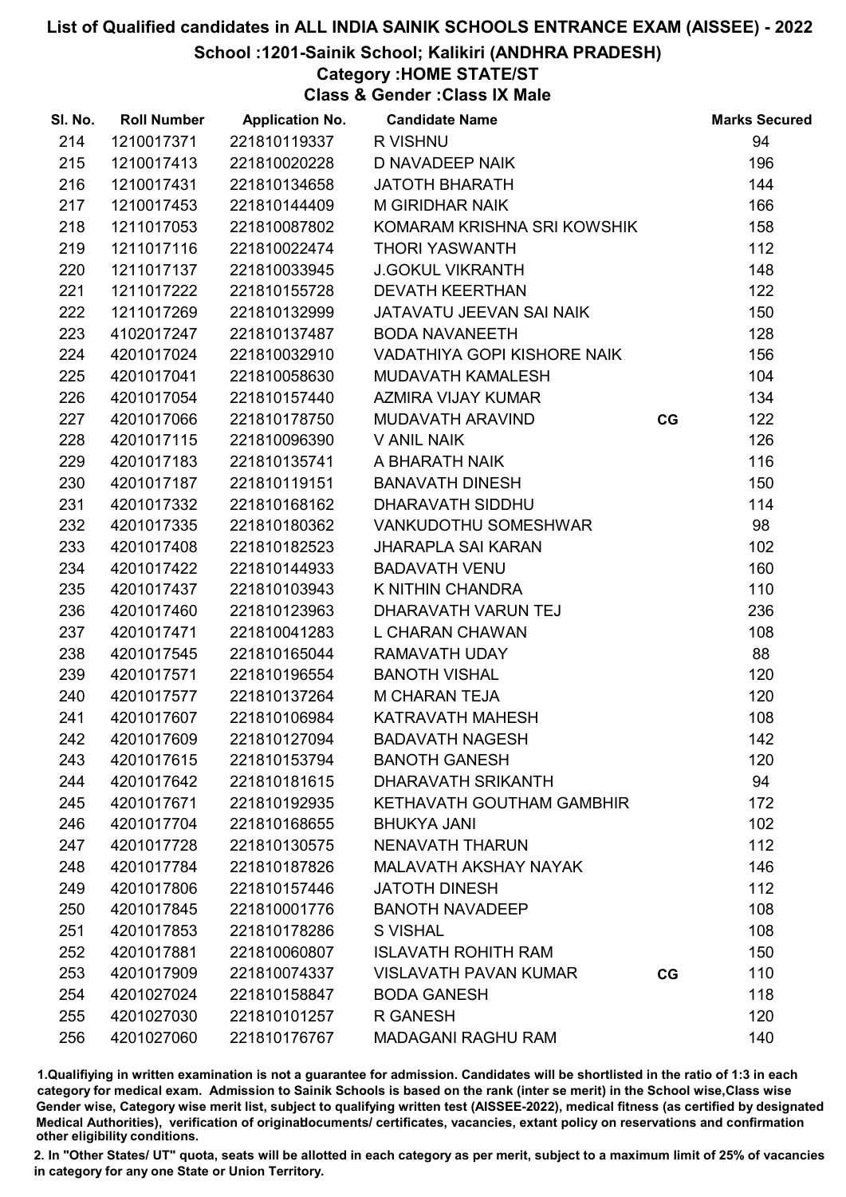# List of Qualified candidates in ALL INDIA SAINIK SCHOOLS ENTRANCE EXAM (AISSEE) - 2022

## School :1201-Sainik School; Kalikiri (ANDHRA PRADESH)

### Category :HOME STATE/ST

### Class & Gender :Class IX Male

| Sl. No. | Roll Number | Application No. | Candidate Name | | Marks Secured |
|---|---|---|---|---|---|
| 214 | 1210017371 | 221810119337 | R VISHNU | | 94 |
| 215 | 1210017413 | 221810020228 | D NAVADEEP NAIK | | 196 |
| 216 | 1210017431 | 221810134658 | JATOTH BHARATH | | 144 |
| 217 | 1210017453 | 221810144409 | M GIRIDHAR NAIK | | 166 |
| 218 | 1211017053 | 221810087802 | KOMARAM KRISHNA SRI KOWSHIK | | 158 |
| 219 | 1211017116 | 221810022474 | THORI YASWANTH | | 112 |
| 220 | 1211017137 | 221810033945 | J.GOKUL VIKRANTH | | 148 |
| 221 | 1211017222 | 221810155728 | DEVATH KEERTHAN | | 122 |
| 222 | 1211017269 | 221810132999 | JATAVATU JEEVAN SAI NAIK | | 150 |
| 223 | 4102017247 | 221810137487 | BODA NAVANEETH | | 128 |
| 224 | 4201017024 | 221810032910 | VADATHIYA GOPI KISHORE NAIK | | 156 |
| 225 | 4201017041 | 221810058630 | MUDAVATH KAMALESH | | 104 |
| 226 | 4201017054 | 221810157440 | AZMIRA VIJAY KUMAR | | 134 |
| 227 | 4201017066 | 221810178750 | MUDAVATH ARAVIND | CG | 122 |
| 228 | 4201017115 | 221810096390 | V ANIL NAIK | | 126 |
| 229 | 4201017183 | 221810135741 | A BHARATH NAIK | | 116 |
| 230 | 4201017187 | 221810119151 | BANAVATH DINESH | | 150 |
| 231 | 4201017332 | 221810168162 | DHARAVATH SIDDHU | | 114 |
| 232 | 4201017335 | 221810180362 | VANKUDOTHU SOMESHWAR | | 98 |
| 233 | 4201017408 | 221810182523 | JHARAPLA SAI KARAN | | 102 |
| 234 | 4201017422 | 221810144933 | BADAVATH VENU | | 160 |
| 235 | 4201017437 | 221810103943 | K NITHIN CHANDRA | | 110 |
| 236 | 4201017460 | 221810123963 | DHARAVATH VARUN TEJ | | 236 |
| 237 | 4201017471 | 221810041283 | L CHARAN CHAWAN | | 108 |
| 238 | 4201017545 | 221810165044 | RAMAVATH UDAY | | 88 |
| 239 | 4201017571 | 221810196554 | BANOTH VISHAL | | 120 |
| 240 | 4201017577 | 221810137264 | M CHARAN TEJA | | 120 |
| 241 | 4201017607 | 221810106984 | KATRAVATH MAHESH | | 108 |
| 242 | 4201017609 | 221810127094 | BADAVATH NAGESH | | 142 |
| 243 | 4201017615 | 221810153794 | BANOTH GANESH | | 120 |
| 244 | 4201017642 | 221810181615 | DHARAVATH SRIKANTH | | 94 |
| 245 | 4201017671 | 221810192935 | KETHAVATH GOUTHAM GAMBHIR | | 172 |
| 246 | 4201017704 | 221810168655 | BHUKYA JANI | | 102 |
| 247 | 4201017728 | 221810130575 | NENAVATH THARUN | | 112 |
| 248 | 4201017784 | 221810187826 | MALAVATH AKSHAY NAYAK | | 146 |
| 249 | 4201017806 | 221810157446 | JATOTH DINESH | | 112 |
| 250 | 4201017845 | 221810001776 | BANOTH NAVADEEP | | 108 |
| 251 | 4201017853 | 221810178286 | S VISHAL | | 108 |
| 252 | 4201017881 | 221810060807 | ISLAVATH ROHITH RAM | | 150 |
| 253 | 4201017909 | 221810074337 | VISLAVATH PAVAN KUMAR | CG | 110 |
| 254 | 4201027024 | 221810158847 | BODA GANESH | | 118 |
| 255 | 4201027030 | 221810101257 | R GANESH | | 120 |
| 256 | 4201027060 | 221810176767 | MADAGANI RAGHU RAM | | 140 |

1.Qualifiying in written examination is not a guarantee for admission. Candidates will be shortlisted in the ratio of 1:3 in each category for medical exam. Admission to Sainik Schools is based on the rank (inter se merit) in the School wise,Class wise Gender wise, Category wise merit list, subject to qualifying written test (AISSEE-2022), medical fitness (as certified by designated Medical Authorities), verification of originaldocuments/ certificates, vacancies, extant policy on reservations and confirmation other eligibility conditions.

2. In "Other States/ UT" quota, seats will be allotted in each category as per merit, subject to a maximum limit of 25% of vacancies in category for any one State or Union Territory.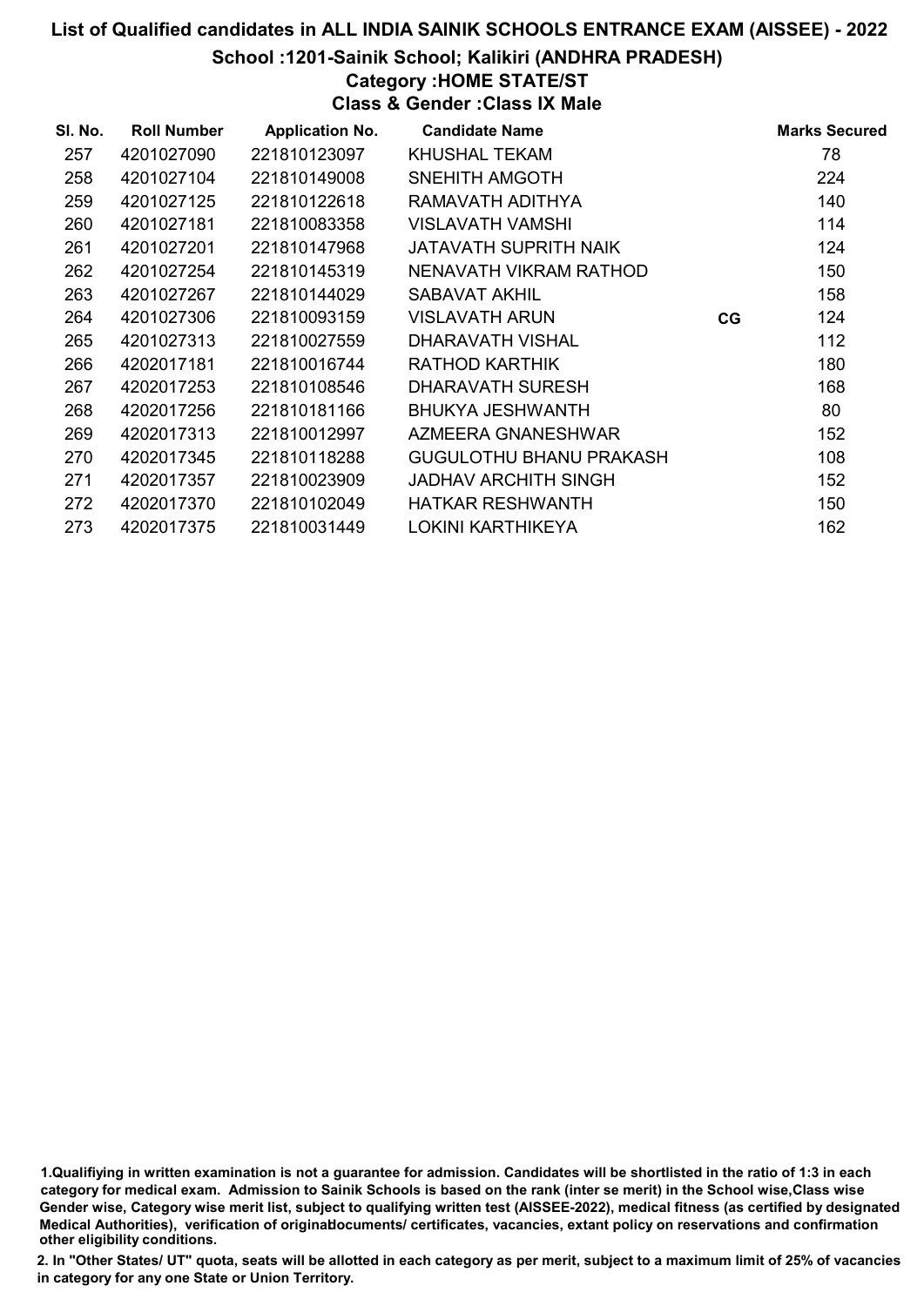# List of Qualified candidates in ALL INDIA SAINIK SCHOOLS ENTRANCE EXAM (AISSEE) - 2022

## School :1201-Sainik School; Kalikiri (ANDHRA PRADESH)

### Category :HOME STATE/ST

### Class & Gender :Class IX Male

| Sl. No. | Roll Number | Application No. | Candidate Name | | Marks Secured |
|---|---|---|---|---|---|
| 257 | 4201027090 | 221810123097 | KHUSHAL TEKAM | | 78 |
| 258 | 4201027104 | 221810149008 | SNEHITH AMGOTH | | 224 |
| 259 | 4201027125 | 221810122618 | RAMAVATH ADITHYA | | 140 |
| 260 | 4201027181 | 221810083358 | VISLAVATH VAMSHI | | 114 |
| 261 | 4201027201 | 221810147968 | JATAVATH SUPRITH NAIK | | 124 |
| 262 | 4201027254 | 221810145319 | NENAVATH VIKRAM RATHOD | | 150 |
| 263 | 4201027267 | 221810144029 | SABAVAT AKHIL | | 158 |
| 264 | 4201027306 | 221810093159 | VISLAVATH ARUN | CG | 124 |
| 265 | 4201027313 | 221810027559 | DHARAVATH VISHAL | | 112 |
| 266 | 4202017181 | 221810016744 | RATHOD KARTHIK | | 180 |
| 267 | 4202017253 | 221810108546 | DHARAVATH SURESH | | 168 |
| 268 | 4202017256 | 221810181166 | BHUKYA JESHWANTH | | 80 |
| 269 | 4202017313 | 221810012997 | AZMEERA GNANESHWAR | | 152 |
| 270 | 4202017345 | 221810118288 | GUGULOTHU BHANU PRAKASH | | 108 |
| 271 | 4202017357 | 221810023909 | JADHAV ARCHITH SINGH | | 152 |
| 272 | 4202017370 | 221810102049 | HATKAR RESHWANTH | | 150 |
| 273 | 4202017375 | 221810031449 | LOKINI KARTHIKEYA | | 162 |

1.Qualifiying in written examination is not a guarantee for admission. Candidates will be shortlisted in the ratio of 1:3 in each category for medical exam. Admission to Sainik Schools is based on the rank (inter se merit) in the School wise,Class wise Gender wise, Category wise merit list, subject to qualifying written test (AISSEE-2022), medical fitness (as certified by designated Medical Authorities), verification of originaldocuments/ certificates, vacancies, extant policy on reservations and confirmation other eligibility conditions.

2. In "Other States/ UT" quota, seats will be allotted in each category as per merit, subject to a maximum limit of 25% of vacancies in category for any one State or Union Territory.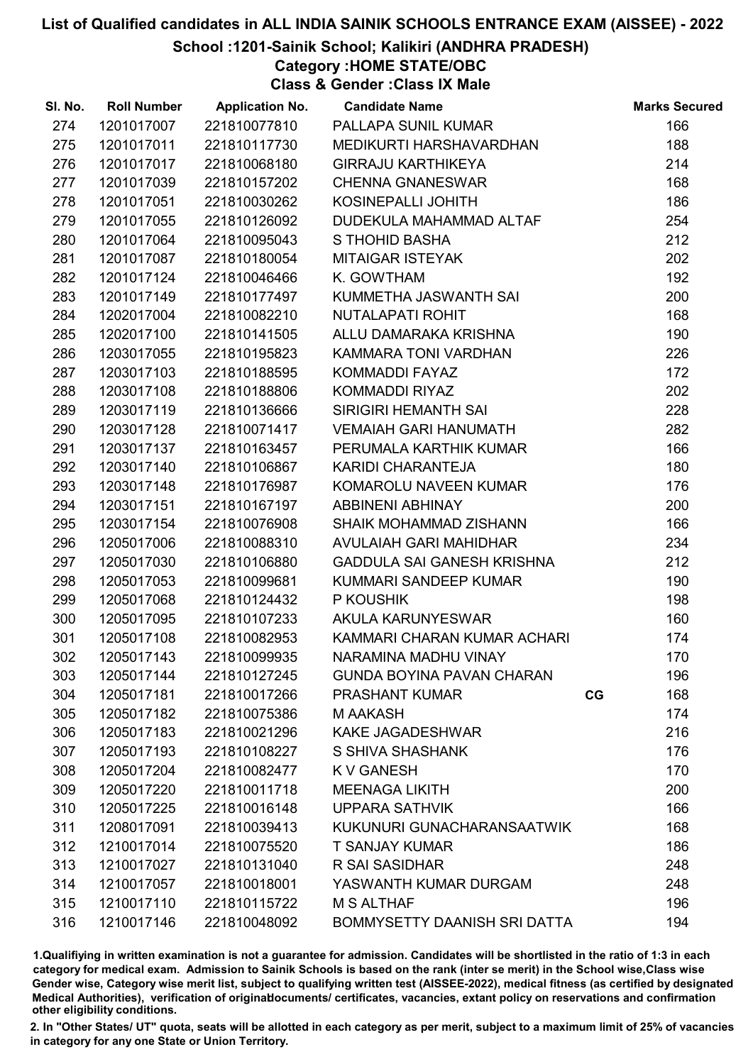# List of Qualified candidates in ALL INDIA SAINIK SCHOOLS ENTRANCE EXAM (AISSEE) - 2022

## School :1201-Sainik School; Kalikiri (ANDHRA PRADESH)

### Category :HOME STATE/OBC

### Class & Gender :Class IX Male

| Sl. No. | Roll Number | Application No. | Candidate Name | | Marks Secured |
|---|---|---|---|---|---|
| 274 | 1201017007 | 221810077810 | PALLAPA SUNIL KUMAR | | 166 |
| 275 | 1201017011 | 221810117730 | MEDIKURTI HARSHAVARDHAN | | 188 |
| 276 | 1201017017 | 221810068180 | GIRRAJU KARTHIKEYA | | 214 |
| 277 | 1201017039 | 221810157202 | CHENNA GNANESWAR | | 168 |
| 278 | 1201017051 | 221810030262 | KOSINEPALLI JOHITH | | 186 |
| 279 | 1201017055 | 221810126092 | DUDEKULA MAHAMMAD ALTAF | | 254 |
| 280 | 1201017064 | 221810095043 | S THOHID BASHA | | 212 |
| 281 | 1201017087 | 221810180054 | MITAIGAR ISTEYAK | | 202 |
| 282 | 1201017124 | 221810046466 | K. GOWTHAM | | 192 |
| 283 | 1201017149 | 221810177497 | KUMMETHA JASWANTH SAI | | 200 |
| 284 | 1202017004 | 221810082210 | NUTALAPATI ROHIT | | 168 |
| 285 | 1202017100 | 221810141505 | ALLU DAMARAKA KRISHNA | | 190 |
| 286 | 1203017055 | 221810195823 | KAMMARA TONI VARDHAN | | 226 |
| 287 | 1203017103 | 221810188595 | KOMMADDI FAYAZ | | 172 |
| 288 | 1203017108 | 221810188806 | KOMMADDI RIYAZ | | 202 |
| 289 | 1203017119 | 221810136666 | SIRIGIRI HEMANTH SAI | | 228 |
| 290 | 1203017128 | 221810071417 | VEMAIAH GARI HANUMATH | | 282 |
| 291 | 1203017137 | 221810163457 | PERUMALA KARTHIK KUMAR | | 166 |
| 292 | 1203017140 | 221810106867 | KARIDI CHARANTEJA | | 180 |
| 293 | 1203017148 | 221810176987 | KOMAROLU NAVEEN KUMAR | | 176 |
| 294 | 1203017151 | 221810167197 | ABBINENI ABHINAY | | 200 |
| 295 | 1203017154 | 221810076908 | SHAIK MOHAMMAD ZISHANN | | 166 |
| 296 | 1205017006 | 221810088310 | AVULAIAH GARI MAHIDHAR | | 234 |
| 297 | 1205017030 | 221810106880 | GADDULA SAI GANESH KRISHNA | | 212 |
| 298 | 1205017053 | 221810099681 | KUMMARI SANDEEP KUMAR | | 190 |
| 299 | 1205017068 | 221810124432 | P KOUSHIK | | 198 |
| 300 | 1205017095 | 221810107233 | AKULA KARUNYESWAR | | 160 |
| 301 | 1205017108 | 221810082953 | KAMMARI CHARAN KUMAR ACHARI | | 174 |
| 302 | 1205017143 | 221810099935 | NARAMINA MADHU VINAY | | 170 |
| 303 | 1205017144 | 221810127245 | GUNDA BOYINA PAVAN CHARAN | | 196 |
| 304 | 1205017181 | 221810017266 | PRASHANT KUMAR | CG | 168 |
| 305 | 1205017182 | 221810075386 | M AAKASH | | 174 |
| 306 | 1205017183 | 221810021296 | KAKE JAGADESHWAR | | 216 |
| 307 | 1205017193 | 221810108227 | S SHIVA SHASHANK | | 176 |
| 308 | 1205017204 | 221810082477 | K V GANESH | | 170 |
| 309 | 1205017220 | 221810011718 | MEENAGA LIKITH | | 200 |
| 310 | 1205017225 | 221810016148 | UPPARA SATHVIK | | 166 |
| 311 | 1208017091 | 221810039413 | KUKUNURI GUNACHARANSAATWIK | | 168 |
| 312 | 1210017014 | 221810075520 | T SANJAY KUMAR | | 186 |
| 313 | 1210017027 | 221810131040 | R SAI SASIDHAR | | 248 |
| 314 | 1210017057 | 221810018001 | YASWANTH KUMAR DURGAM | | 248 |
| 315 | 1210017110 | 221810115722 | M S ALTHAF | | 196 |
| 316 | 1210017146 | 221810048092 | BOMMYSETTY DAANISH SRI DATTA | | 194 |

1.Qualifying in written examination is not a guarantee for admission. Candidates will be shortlisted in the ratio of 1:3 in each category for medical exam. Admission to Sainik Schools is based on the rank (inter se merit) in the School wise,Class wise Gender wise, Category wise merit list, subject to qualifying written test (AISSEE-2022), medical fitness (as certified by designated Medical Authorities), verification of originaldocuments/ certificates, vacancies, extant policy on reservations and confirmation other eligibility conditions.

2. In "Other States/ UT" quota, seats will be allotted in each category as per merit, subject to a maximum limit of 25% of vacancies in category for any one State or Union Territory.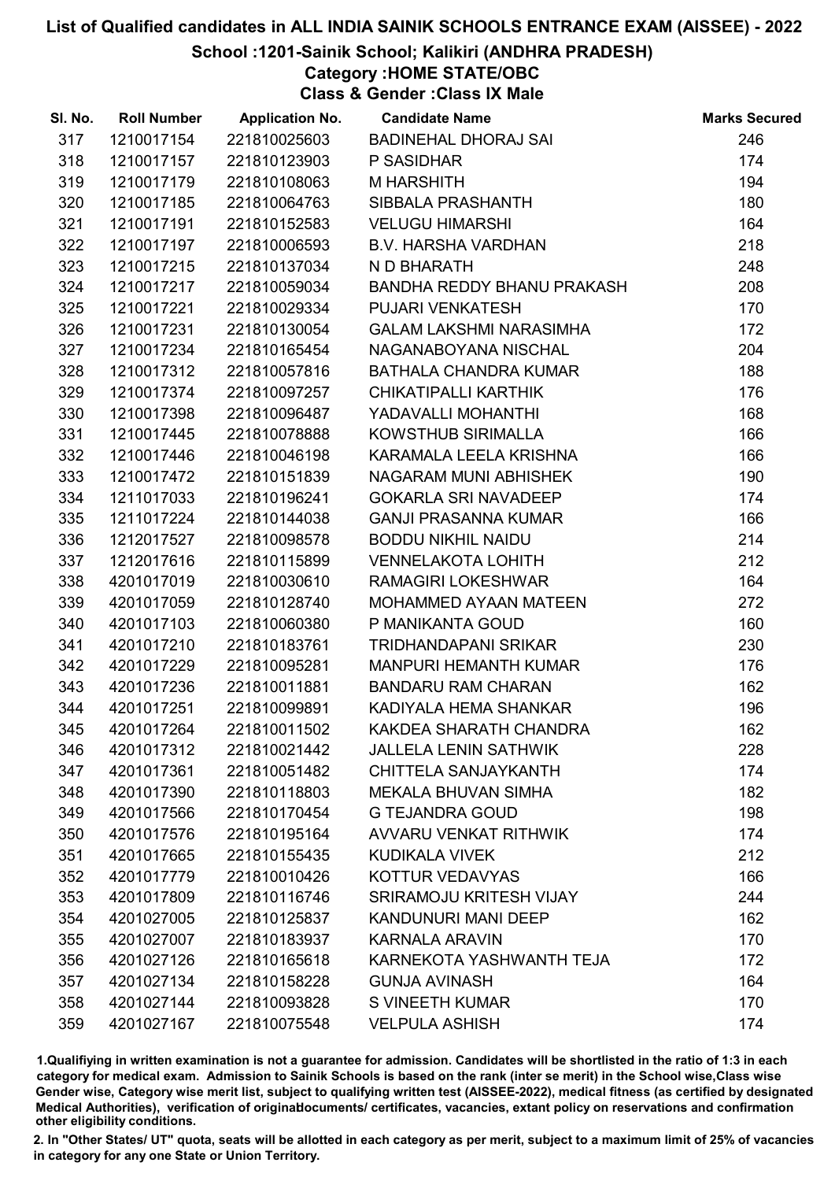# List of Qualified candidates in ALL INDIA SAINIK SCHOOLS ENTRANCE EXAM (AISSEE) - 2022

## School :1201-Sainik School; Kalikiri (ANDHRA PRADESH)

### Category :HOME STATE/OBC

### Class & Gender :Class IX Male

| Sl. No. | Roll Number | Application No. | Candidate Name | Marks Secured |
|---|---|---|---|---|
| 317 | 1210017154 | 221810025603 | BADINEHAL DHORAJ SAI | 246 |
| 318 | 1210017157 | 221810123903 | P SASIDHAR | 174 |
| 319 | 1210017179 | 221810108063 | M HARSHITH | 194 |
| 320 | 1210017185 | 221810064763 | SIBBALA PRASHANTH | 180 |
| 321 | 1210017191 | 221810152583 | VELUGU HIMARSHI | 164 |
| 322 | 1210017197 | 221810006593 | B.V. HARSHA VARDHAN | 218 |
| 323 | 1210017215 | 221810137034 | N D BHARATH | 248 |
| 324 | 1210017217 | 221810059034 | BANDHA REDDY BHANU PRAKASH | 208 |
| 325 | 1210017221 | 221810029334 | PUJARI VENKATESH | 170 |
| 326 | 1210017231 | 221810130054 | GALAM LAKSHMI NARASIMHA | 172 |
| 327 | 1210017234 | 221810165454 | NAGANABOYANA NISCHAL | 204 |
| 328 | 1210017312 | 221810057816 | BATHALA CHANDRA KUMAR | 188 |
| 329 | 1210017374 | 221810097257 | CHIKATIPALLI KARTHIK | 176 |
| 330 | 1210017398 | 221810096487 | YADAVALLI MOHANTHI | 168 |
| 331 | 1210017445 | 221810078888 | KOWSTHUB SIRIMALLA | 166 |
| 332 | 1210017446 | 221810046198 | KARAMALA LEELA KRISHNA | 166 |
| 333 | 1210017472 | 221810151839 | NAGARAM MUNI ABHISHEK | 190 |
| 334 | 1211017033 | 221810196241 | GOKARLA SRI NAVADEEP | 174 |
| 335 | 1211017224 | 221810144038 | GANJI PRASANNA KUMAR | 166 |
| 336 | 1212017527 | 221810098578 | BODDU NIKHIL NAIDU | 214 |
| 337 | 1212017616 | 221810115899 | VENNELAKOTA LOHITH | 212 |
| 338 | 4201017019 | 221810030610 | RAMAGIRI LOKESHWAR | 164 |
| 339 | 4201017059 | 221810128740 | MOHAMMED AYAAN MATEEN | 272 |
| 340 | 4201017103 | 221810060380 | P MANIKANTA GOUD | 160 |
| 341 | 4201017210 | 221810183761 | TRIDHANDAPANI SRIKAR | 230 |
| 342 | 4201017229 | 221810095281 | MANPURI HEMANTH KUMAR | 176 |
| 343 | 4201017236 | 221810011881 | BANDARU RAM CHARAN | 162 |
| 344 | 4201017251 | 221810099891 | KADIYALA HEMA SHANKAR | 196 |
| 345 | 4201017264 | 221810011502 | KAKDEA SHARATH CHANDRA | 162 |
| 346 | 4201017312 | 221810021442 | JALLELA LENIN SATHWIK | 228 |
| 347 | 4201017361 | 221810051482 | CHITTELA SANJAYKANTH | 174 |
| 348 | 4201017390 | 221810118803 | MEKALA BHUVAN SIMHA | 182 |
| 349 | 4201017566 | 221810170454 | G TEJANDRA GOUD | 198 |
| 350 | 4201017576 | 221810195164 | AVVARU VENKAT RITHWIK | 174 |
| 351 | 4201017665 | 221810155435 | KUDIKALA VIVEK | 212 |
| 352 | 4201017779 | 221810010426 | KOTTUR VEDAVYAS | 166 |
| 353 | 4201017809 | 221810116746 | SRIRAMOJU KRITESH VIJAY | 244 |
| 354 | 4201027005 | 221810125837 | KANDUNURI MANI DEEP | 162 |
| 355 | 4201027007 | 221810183937 | KARNALA ARAVIN | 170 |
| 356 | 4201027126 | 221810165618 | KARNEKOTA YASHWANTH TEJA | 172 |
| 357 | 4201027134 | 221810158228 | GUNJA AVINASH | 164 |
| 358 | 4201027144 | 221810093828 | S VINEETH KUMAR | 170 |
| 359 | 4201027167 | 221810075548 | VELPULA ASHISH | 174 |

1.Qualifying in written examination is not a guarantee for admission. Candidates will be shortlisted in the ratio of 1:3 in each category for medical exam. Admission to Sainik Schools is based on the rank (inter se merit) in the School wise,Class wise Gender wise, Category wise merit list, subject to qualifying written test (AISSEE-2022), medical fitness (as certified by designated Medical Authorities), verification of originaldocuments/ certificates, vacancies, extant policy on reservations and confirmation other eligibility conditions.

2. In "Other States/ UT" quota, seats will be allotted in each category as per merit, subject to a maximum limit of 25% of vacancies in category for any one State or Union Territory.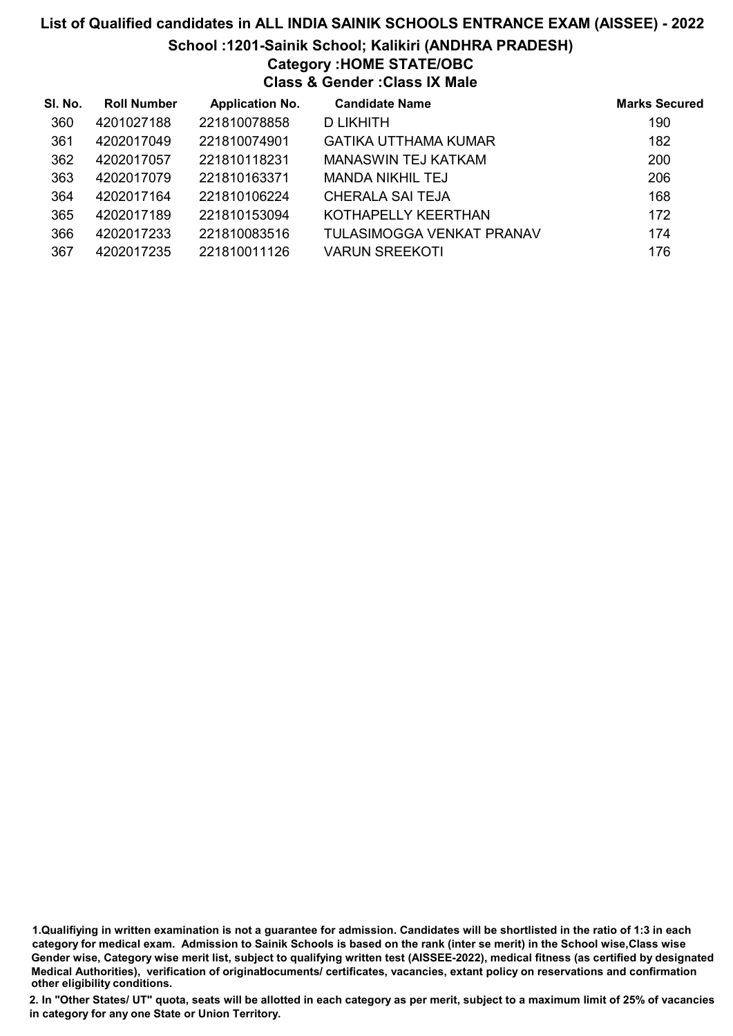# List of Qualified candidates in ALL INDIA SAINIK SCHOOLS ENTRANCE EXAM (AISSEE) - 2022

## School :1201-Sainik School; Kalikiri (ANDHRA PRADESH)

### Category :HOME STATE/OBC

### Class & Gender :Class IX Male

| Sl. No. | Roll Number | Application No. | Candidate Name | Marks Secured |
|---|---|---|---|---|
| 360 | 4201027188 | 221810078858 | D LIKHITH | 190 |
| 361 | 4202017049 | 221810074901 | GATIKA UTTHAMA KUMAR | 182 |
| 362 | 4202017057 | 221810118231 | MANASWIN TEJ KATKAM | 200 |
| 363 | 4202017079 | 221810163371 | MANDA NIKHIL TEJ | 206 |
| 364 | 4202017164 | 221810106224 | CHERALA SAI TEJA | 168 |
| 365 | 4202017189 | 221810153094 | KOTHAPELLY KEERTHAN | 172 |
| 366 | 4202017233 | 221810083516 | TULASIMOGGA VENKAT PRANAV | 174 |
| 367 | 4202017235 | 221810011126 | VARUN SREEKOTI | 176 |

**1.Qualifiying in written examination is not a guarantee for admission. Candidates will be shortlisted in the ratio of 1:3 in each category for medical exam. Admission to Sainik Schools is based on the rank (inter se merit) in the School wise,Class wise Gender wise, Category wise merit list, subject to qualifying written test (AISSEE-2022), medical fitness (as certified by designated Medical Authorities), verification of originaldocuments/ certificates, vacancies, extant policy on reservations and confirmation other eligibility conditions.**

**2. In "Other States/ UT" quota, seats will be allotted in each category as per merit, subject to a maximum limit of 25% of vacancies in category for any one State or Union Territory.**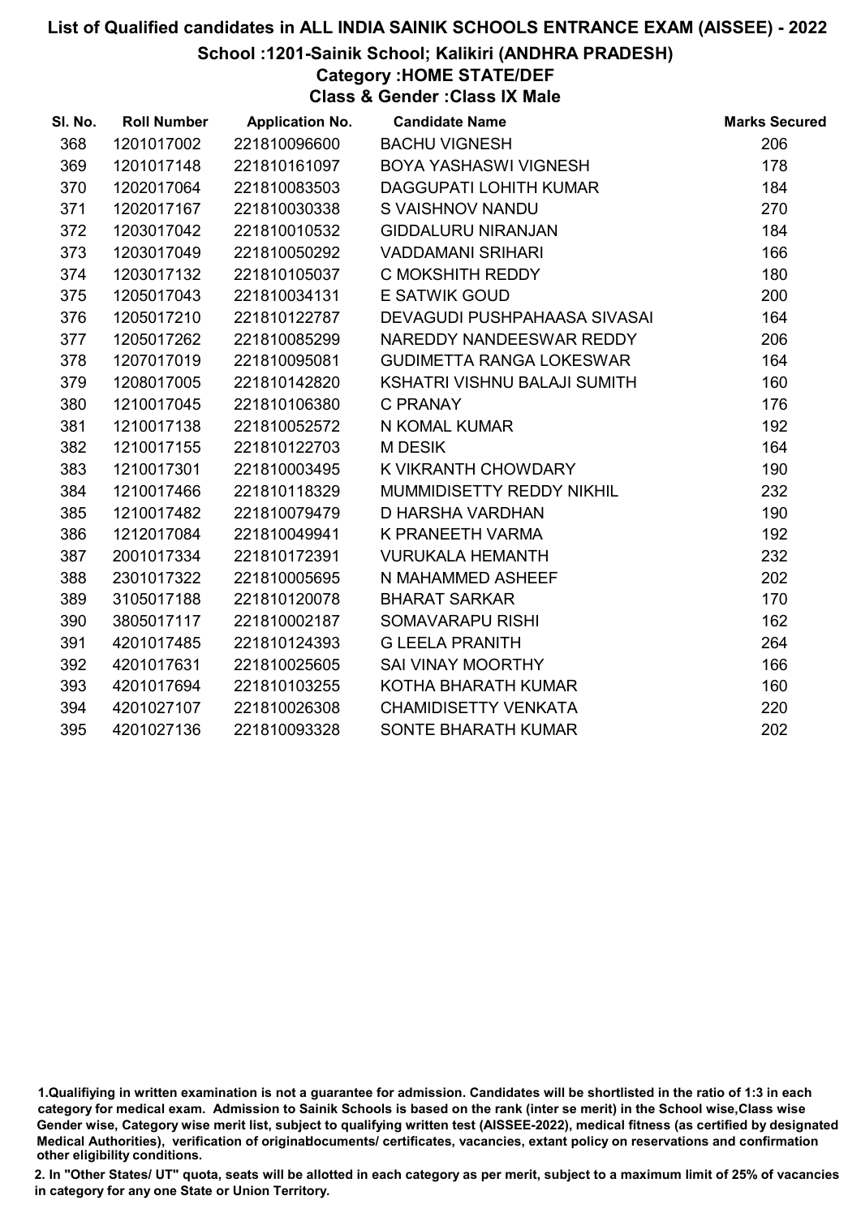# List of Qualified candidates in ALL INDIA SAINIK SCHOOLS ENTRANCE EXAM (AISSEE) - 2022

## School :1201-Sainik School; Kalikiri (ANDHRA PRADESH)

### Category :HOME STATE/DEF

### Class & Gender :Class IX Male

| Sl. No. | Roll Number | Application No. | Candidate Name | Marks Secured |
|---|---|---|---|---|
| 368 | 1201017002 | 221810096600 | BACHU VIGNESH | 206 |
| 369 | 1201017148 | 221810161097 | BOYA YASHASWI VIGNESH | 178 |
| 370 | 1202017064 | 221810083503 | DAGGUPATI LOHITH KUMAR | 184 |
| 371 | 1202017167 | 221810030338 | S VAISHNOV NANDU | 270 |
| 372 | 1203017042 | 221810010532 | GIDDALURU NIRANJAN | 184 |
| 373 | 1203017049 | 221810050292 | VADDAMANI SRIHARI | 166 |
| 374 | 1203017132 | 221810105037 | C MOKSHITH REDDY | 180 |
| 375 | 1205017043 | 221810034131 | E SATWIK GOUD | 200 |
| 376 | 1205017210 | 221810122787 | DEVAGUDI PUSHPAHAASA SIVASAI | 164 |
| 377 | 1205017262 | 221810085299 | NAREDDY NANDEESWAR REDDY | 206 |
| 378 | 1207017019 | 221810095081 | GUDIMETTA RANGA LOKESWAR | 164 |
| 379 | 1208017005 | 221810142820 | KSHATRI VISHNU BALAJI SUMITH | 160 |
| 380 | 1210017045 | 221810106380 | C PRANAY | 176 |
| 381 | 1210017138 | 221810052572 | N KOMAL KUMAR | 192 |
| 382 | 1210017155 | 221810122703 | M DESIK | 164 |
| 383 | 1210017301 | 221810003495 | K VIKRANTH CHOWDARY | 190 |
| 384 | 1210017466 | 221810118329 | MUMMIDISETTY REDDY NIKHIL | 232 |
| 385 | 1210017482 | 221810079479 | D HARSHA VARDHAN | 190 |
| 386 | 1212017084 | 221810049941 | K PRANEETH VARMA | 192 |
| 387 | 2001017334 | 221810172391 | VURUKALA HEMANTH | 232 |
| 388 | 2301017322 | 221810005695 | N MAHAMMED ASHEEF | 202 |
| 389 | 3105017188 | 221810120078 | BHARAT SARKAR | 170 |
| 390 | 3805017117 | 221810002187 | SOMAVARAPU RISHI | 162 |
| 391 | 4201017485 | 221810124393 | G LEELA PRANITH | 264 |
| 392 | 4201017631 | 221810025605 | SAI VINAY MOORTHY | 166 |
| 393 | 4201017694 | 221810103255 | KOTHA BHARATH KUMAR | 160 |
| 394 | 4201027107 | 221810026308 | CHAMIDISETTY VENKATA | 220 |
| 395 | 4201027136 | 221810093328 | SONTE BHARATH KUMAR | 202 |

1.Qualifiying in written examination is not a guarantee for admission. Candidates will be shortlisted in the ratio of 1:3 in each category for medical exam. Admission to Sainik Schools is based on the rank (inter se merit) in the School wise,Class wise Gender wise, Category wise merit list, subject to qualifying written test (AISSEE-2022), medical fitness (as certified by designated Medical Authorities), verification of originaldocuments/ certificates, vacancies, extant policy on reservations and confirmation other eligibility conditions.

2. In "Other States/ UT" quota, seats will be allotted in each category as per merit, subject to a maximum limit of 25% of vacancies in category for any one State or Union Territory.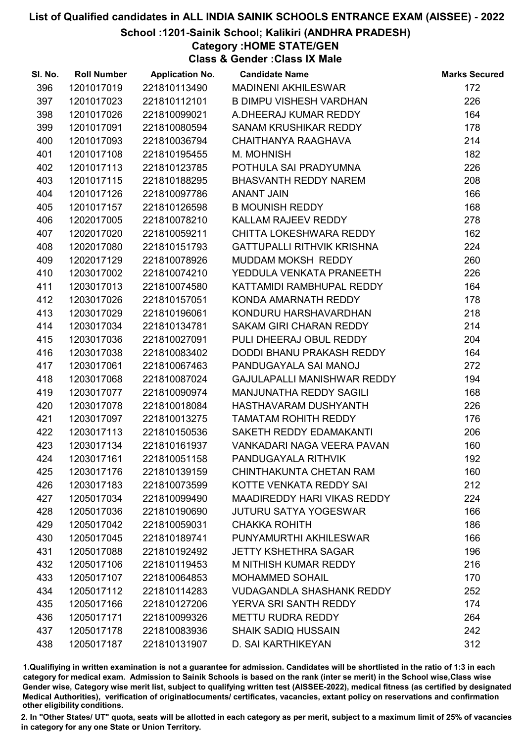# List of Qualified candidates in ALL INDIA SAINIK SCHOOLS ENTRANCE EXAM (AISSEE) - 2022

## School :1201-Sainik School; Kalikiri (ANDHRA PRADESH)

### Category :HOME STATE/GEN

### Class & Gender :Class IX Male

| Sl. No. | Roll Number | Application No. | Candidate Name | Marks Secured |
|---|---|---|---|---|
| 396 | 1201017019 | 221810113490 | MADINENI AKHILESWAR | 172 |
| 397 | 1201017023 | 221810112101 | B DIMPU VISHESH VARDHAN | 226 |
| 398 | 1201017026 | 221810099021 | A.DHEERAJ KUMAR REDDY | 164 |
| 399 | 1201017091 | 221810080594 | SANAM KRUSHIKAR REDDY | 178 |
| 400 | 1201017093 | 221810036794 | CHAITHANYA RAAGHAVA | 214 |
| 401 | 1201017108 | 221810195455 | M. MOHNISH | 182 |
| 402 | 1201017113 | 221810123785 | POTHULA SAI PRADYUMNA | 226 |
| 403 | 1201017115 | 221810188295 | BHASVANTH REDDY NAREM | 208 |
| 404 | 1201017126 | 221810097786 | ANANT JAIN | 166 |
| 405 | 1201017157 | 221810126598 | B MOUNISH REDDY | 168 |
| 406 | 1202017005 | 221810078210 | KALLAM RAJEEV REDDY | 278 |
| 407 | 1202017020 | 221810059211 | CHITTA LOKESHWARA REDDY | 162 |
| 408 | 1202017080 | 221810151793 | GATTUPALLI RITHVIK KRISHNA | 224 |
| 409 | 1202017129 | 221810078926 | MUDDAM MOKSH REDDY | 260 |
| 410 | 1203017002 | 221810074210 | YEDDULA VENKATA PRANEETH | 226 |
| 411 | 1203017013 | 221810074580 | KATTAMIDI RAMBHUPAL REDDY | 164 |
| 412 | 1203017026 | 221810157051 | KONDA AMARNATH REDDY | 178 |
| 413 | 1203017029 | 221810196061 | KONDURU HARSHAVARDHAN | 218 |
| 414 | 1203017034 | 221810134781 | SAKAM GIRI CHARAN REDDY | 214 |
| 415 | 1203017036 | 221810027091 | PULI DHEERAJ OBUL REDDY | 204 |
| 416 | 1203017038 | 221810083402 | DODDI BHANU PRAKASH REDDY | 164 |
| 417 | 1203017061 | 221810067463 | PANDUGAYALA SAI MANOJ | 272 |
| 418 | 1203017068 | 221810087024 | GAJULAPALLI MANISHWAR REDDY | 194 |
| 419 | 1203017077 | 221810090974 | MANJUNATHA REDDY SAGILI | 168 |
| 420 | 1203017078 | 221810018084 | HASTHAVARAM DUSHYANTH | 226 |
| 421 | 1203017097 | 221810013275 | TAMATAM ROHITH REDDY | 176 |
| 422 | 1203017113 | 221810150536 | SAKETH REDDY EDAMAKANTI | 206 |
| 423 | 1203017134 | 221810161937 | VANKADARI NAGA VEERA PAVAN | 160 |
| 424 | 1203017161 | 221810051158 | PANDUGAYALA RITHVIK | 192 |
| 425 | 1203017176 | 221810139159 | CHINTHAKUNTA CHETAN RAM | 160 |
| 426 | 1203017183 | 221810073599 | KOTTE VENKATA REDDY SAI | 212 |
| 427 | 1205017034 | 221810099490 | MAADIREDDY HARI VIKAS REDDY | 224 |
| 428 | 1205017036 | 221810190690 | JUTURU SATYA YOGESWAR | 166 |
| 429 | 1205017042 | 221810059031 | CHAKKA ROHITH | 186 |
| 430 | 1205017045 | 221810189741 | PUNYAMURTHI AKHILESWAR | 166 |
| 431 | 1205017088 | 221810192492 | JETTY KSHETHRA SAGAR | 196 |
| 432 | 1205017106 | 221810119453 | M NITHISH KUMAR REDDY | 216 |
| 433 | 1205017107 | 221810064853 | MOHAMMED SOHAIL | 170 |
| 434 | 1205017112 | 221810114283 | VUDAGANDLA SHASHANK REDDY | 252 |
| 435 | 1205017166 | 221810127206 | YERVA SRI SANTH REDDY | 174 |
| 436 | 1205017171 | 221810099326 | METTU RUDRA REDDY | 264 |
| 437 | 1205017178 | 221810083936 | SHAIK SADIQ HUSSAIN | 242 |
| 438 | 1205017187 | 221810131907 | D. SAI KARTHIKEYAN | 312 |

1.Qualifying in written examination is not a guarantee for admission. Candidates will be shortlisted in the ratio of 1:3 in each category for medical exam. Admission to Sainik Schools is based on the rank (inter se merit) in the School wise,Class wise Gender wise, Category wise merit list, subject to qualifying written test (AISSEE-2022), medical fitness (as certified by designated Medical Authorities), verification of originaldocuments/ certificates, vacancies, extant policy on reservations and confirmation other eligibility conditions.

2. In "Other States/ UT" quota, seats will be allotted in each category as per merit, subject to a maximum limit of 25% of vacancies in category for any one State or Union Territory.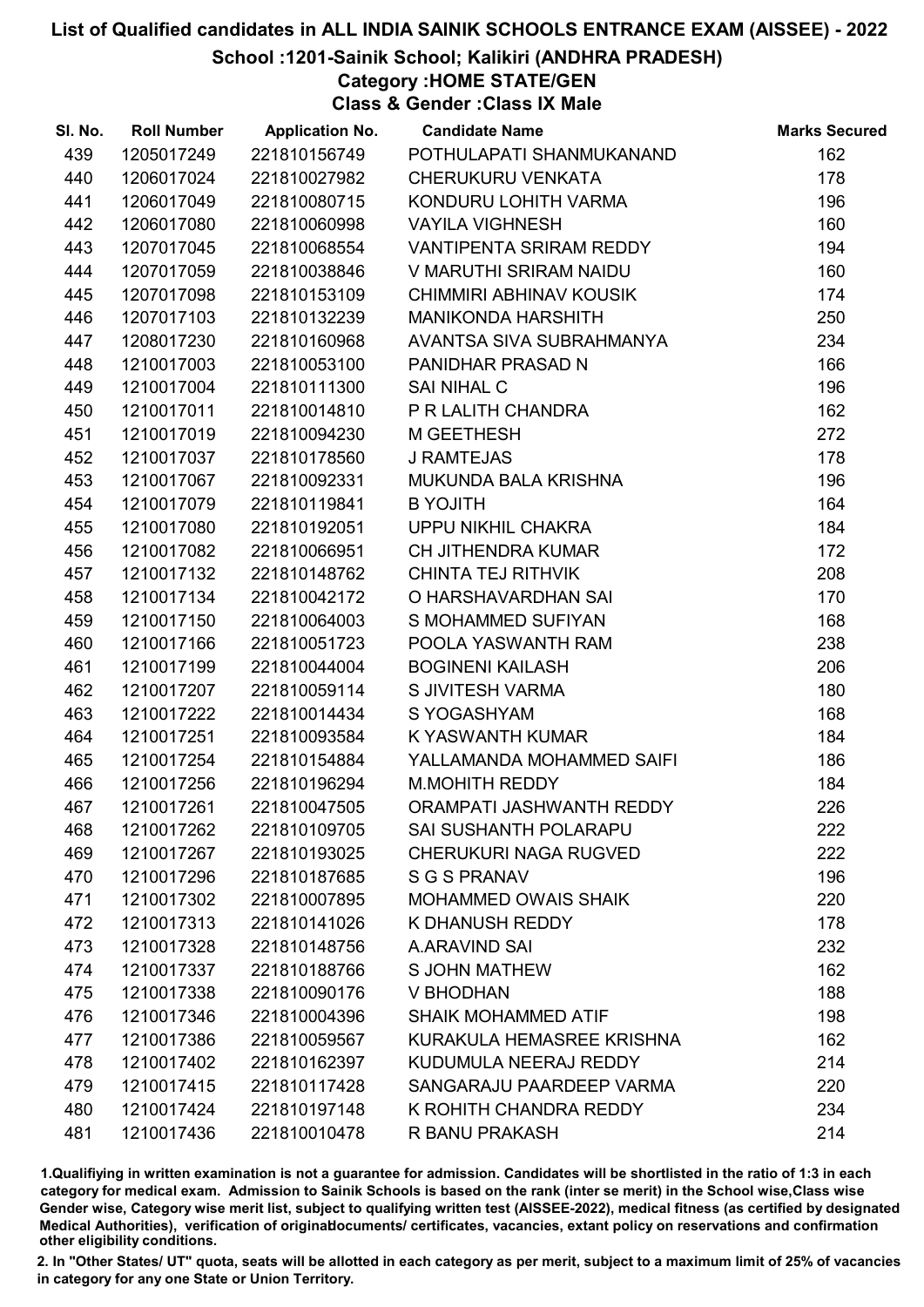# List of Qualified candidates in ALL INDIA SAINIK SCHOOLS ENTRANCE EXAM (AISSEE) - 2022

## School :1201-Sainik School; Kalikiri (ANDHRA PRADESH)

### Category :HOME STATE/GEN

### Class & Gender :Class IX Male

| Sl. No. | Roll Number | Application No. | Candidate Name | Marks Secured |
|---|---|---|---|---|
| 439 | 1205017249 | 221810156749 | POTHULAPATI SHANMUKANAND | 162 |
| 440 | 1206017024 | 221810027982 | CHERUKURU VENKATA | 178 |
| 441 | 1206017049 | 221810080715 | KONDURU LOHITH VARMA | 196 |
| 442 | 1206017080 | 221810060998 | VAYILA VIGHNESH | 160 |
| 443 | 1207017045 | 221810068554 | VANTIPENTA SRIRAM REDDY | 194 |
| 444 | 1207017059 | 221810038846 | V MARUTHI SRIRAM NAIDU | 160 |
| 445 | 1207017098 | 221810153109 | CHIMMIRI ABHINAV KOUSIK | 174 |
| 446 | 1207017103 | 221810132239 | MANIKONDA HARSHITH | 250 |
| 447 | 1208017230 | 221810160968 | AVANTSA SIVA SUBRAHMANYA | 234 |
| 448 | 1210017003 | 221810053100 | PANIDHAR PRASAD N | 166 |
| 449 | 1210017004 | 221810111300 | SAI NIHAL C | 196 |
| 450 | 1210017011 | 221810014810 | P R LALITH CHANDRA | 162 |
| 451 | 1210017019 | 221810094230 | M GEETHESH | 272 |
| 452 | 1210017037 | 221810178560 | J RAMTEJAS | 178 |
| 453 | 1210017067 | 221810092331 | MUKUNDA BALA KRISHNA | 196 |
| 454 | 1210017079 | 221810119841 | B YOJITH | 164 |
| 455 | 1210017080 | 221810192051 | UPPU NIKHIL CHAKRA | 184 |
| 456 | 1210017082 | 221810066951 | CH JITHENDRA KUMAR | 172 |
| 457 | 1210017132 | 221810148762 | CHINTA TEJ RITHVIK | 208 |
| 458 | 1210017134 | 221810042172 | O HARSHAVARDHAN SAI | 170 |
| 459 | 1210017150 | 221810064003 | S MOHAMMED SUFIYAN | 168 |
| 460 | 1210017166 | 221810051723 | POOLA YASWANTH RAM | 238 |
| 461 | 1210017199 | 221810044004 | BOGINENI KAILASH | 206 |
| 462 | 1210017207 | 221810059114 | S JIVITESH VARMA | 180 |
| 463 | 1210017222 | 221810014434 | S YOGASHYAM | 168 |
| 464 | 1210017251 | 221810093584 | K YASWANTH KUMAR | 184 |
| 465 | 1210017254 | 221810154884 | YALLAMANDA MOHAMMED SAIFI | 186 |
| 466 | 1210017256 | 221810196294 | M.MOHITH REDDY | 184 |
| 467 | 1210017261 | 221810047505 | ORAMPATI JASHWANTH REDDY | 226 |
| 468 | 1210017262 | 221810109705 | SAI SUSHANTH POLARAPU | 222 |
| 469 | 1210017267 | 221810193025 | CHERUKURI NAGA RUGVED | 222 |
| 470 | 1210017296 | 221810187685 | S G S PRANAV | 196 |
| 471 | 1210017302 | 221810007895 | MOHAMMED OWAIS SHAIK | 220 |
| 472 | 1210017313 | 221810141026 | K DHANUSH REDDY | 178 |
| 473 | 1210017328 | 221810148756 | A.ARAVIND SAI | 232 |
| 474 | 1210017337 | 221810188766 | S JOHN MATHEW | 162 |
| 475 | 1210017338 | 221810090176 | V BHODHAN | 188 |
| 476 | 1210017346 | 221810004396 | SHAIK MOHAMMED ATIF | 198 |
| 477 | 1210017386 | 221810059567 | KURAKULA HEMASREE KRISHNA | 162 |
| 478 | 1210017402 | 221810162397 | KUDUMULA NEERAJ REDDY | 214 |
| 479 | 1210017415 | 221810117428 | SANGARAJU PAARDEEP VARMA | 220 |
| 480 | 1210017424 | 221810197148 | K ROHITH CHANDRA REDDY | 234 |
| 481 | 1210017436 | 221810010478 | R BANU PRAKASH | 214 |

1.Qualifying in written examination is not a guarantee for admission. Candidates will be shortlisted in the ratio of 1:3 in each category for medical exam. Admission to Sainik Schools is based on the rank (inter se merit) in the School wise,Class wise Gender wise, Category wise merit list, subject to qualifying written test (AISSEE-2022), medical fitness (as certified by designated Medical Authorities), verification of originaldocuments/ certificates, vacancies, extant policy on reservations and confirmation other eligibility conditions.

2. In "Other States/ UT" quota, seats will be allotted in each category as per merit, subject to a maximum limit of 25% of vacancies in category for any one State or Union Territory.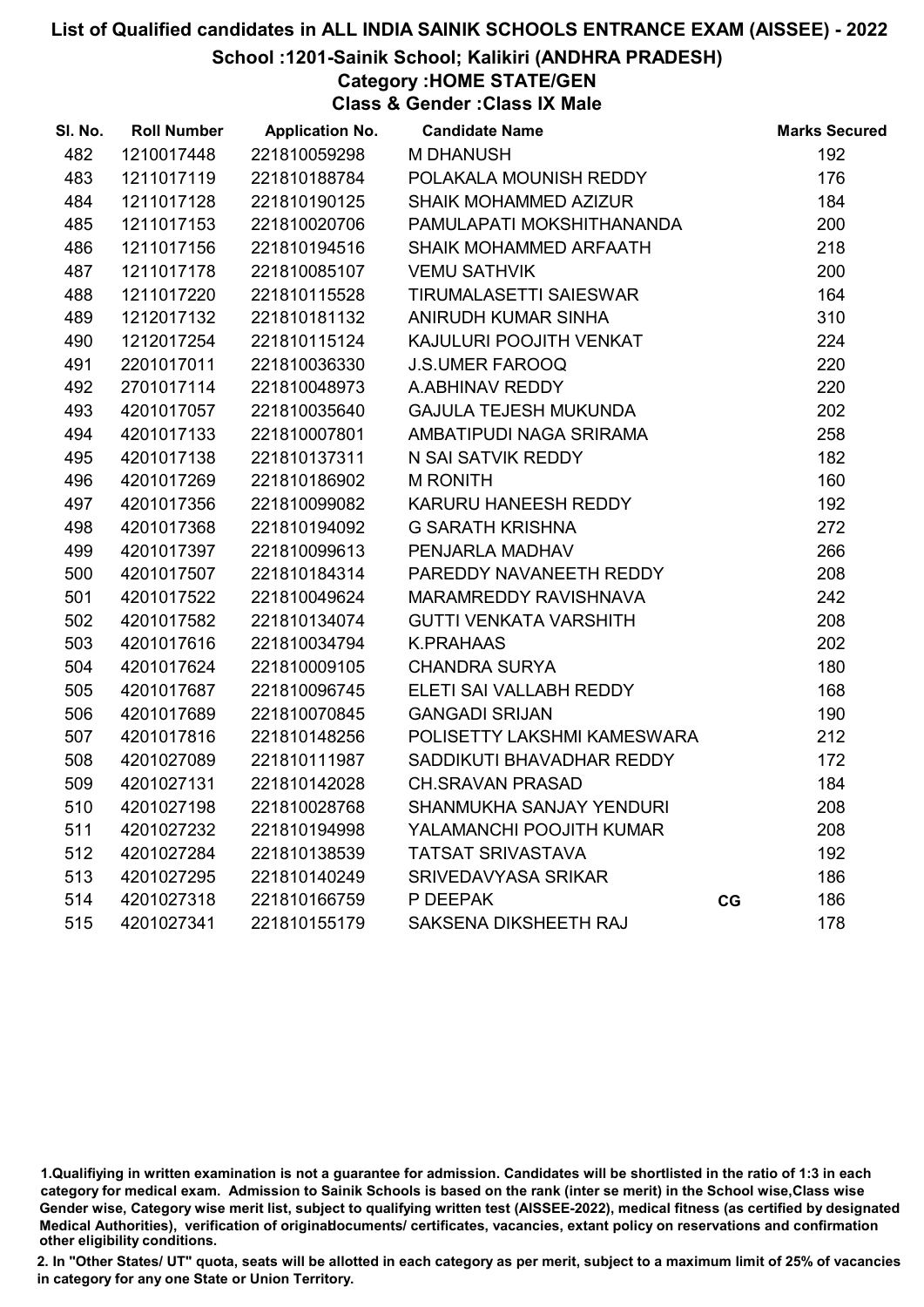# List of Qualified candidates in ALL INDIA SAINIK SCHOOLS ENTRANCE EXAM (AISSEE) - 2022

## School :1201-Sainik School; Kalikiri (ANDHRA PRADESH)

### Category :HOME STATE/GEN

### Class & Gender :Class IX Male

| Sl. No. | Roll Number | Application No. | Candidate Name | | Marks Secured |
|---|---|---|---|---|---|
| 482 | 1210017448 | 221810059298 | M DHANUSH | | 192 |
| 483 | 1211017119 | 221810188784 | POLAKALA MOUNISH REDDY | | 176 |
| 484 | 1211017128 | 221810190125 | SHAIK MOHAMMED AZIZUR | | 184 |
| 485 | 1211017153 | 221810020706 | PAMULAPATI MOKSHITHANANDA | | 200 |
| 486 | 1211017156 | 221810194516 | SHAIK MOHAMMED ARFAATH | | 218 |
| 487 | 1211017178 | 221810085107 | VEMU SATHVIK | | 200 |
| 488 | 1211017220 | 221810115528 | TIRUMALASETTI SAIESWAR | | 164 |
| 489 | 1212017132 | 221810181132 | ANIRUDH KUMAR SINHA | | 310 |
| 490 | 1212017254 | 221810115124 | KAJULURI POOJITH VENKAT | | 224 |
| 491 | 2201017011 | 221810036330 | J.S.UMER FAROOQ | | 220 |
| 492 | 2701017114 | 221810048973 | A.ABHINAV REDDY | | 220 |
| 493 | 4201017057 | 221810035640 | GAJULA TEJESH MUKUNDA | | 202 |
| 494 | 4201017133 | 221810007801 | AMBATIPUDI NAGA SRIRAMA | | 258 |
| 495 | 4201017138 | 221810137311 | N SAI SATVIK REDDY | | 182 |
| 496 | 4201017269 | 221810186902 | M RONITH | | 160 |
| 497 | 4201017356 | 221810099082 | KARURU HANEESH REDDY | | 192 |
| 498 | 4201017368 | 221810194092 | G SARATH KRISHNA | | 272 |
| 499 | 4201017397 | 221810099613 | PENJARLA MADHAV | | 266 |
| 500 | 4201017507 | 221810184314 | PAREDDY NAVANEETH REDDY | | 208 |
| 501 | 4201017522 | 221810049624 | MARAMREDDY RAVISHNAVA | | 242 |
| 502 | 4201017582 | 221810134074 | GUTTI VENKATA VARSHITH | | 208 |
| 503 | 4201017616 | 221810034794 | K.PRAHAAS | | 202 |
| 504 | 4201017624 | 221810009105 | CHANDRA SURYA | | 180 |
| 505 | 4201017687 | 221810096745 | ELETI SAI VALLABH REDDY | | 168 |
| 506 | 4201017689 | 221810070845 | GANGADI SRIJAN | | 190 |
| 507 | 4201017816 | 221810148256 | POLISETTY LAKSHMI KAMESWARA | | 212 |
| 508 | 4201027089 | 221810111987 | SADDIKUTI BHAVADHAR REDDY | | 172 |
| 509 | 4201027131 | 221810142028 | CH.SRAVAN PRASAD | | 184 |
| 510 | 4201027198 | 221810028768 | SHANMUKHA SANJAY YENDURI | | 208 |
| 511 | 4201027232 | 221810194998 | YALAMANCHI POOJITH KUMAR | | 208 |
| 512 | 4201027284 | 221810138539 | TATSAT SRIVASTAVA | | 192 |
| 513 | 4201027295 | 221810140249 | SRIVEDAVYASA SRIKAR | | 186 |
| 514 | 4201027318 | 221810166759 | P DEEPAK | CG | 186 |
| 515 | 4201027341 | 221810155179 | SAKSENA DIKSHEETH RAJ | | 178 |

1.Qualifiying in written examination is not a guarantee for admission. Candidates will be shortlisted in the ratio of 1:3 in each category for medical exam. Admission to Sainik Schools is based on the rank (inter se merit) in the School wise,Class wise Gender wise, Category wise merit list, subject to qualifying written test (AISSEE-2022), medical fitness (as certified by designated Medical Authorities), verification of originaldocuments/ certificates, vacancies, extant policy on reservations and confirmation other eligibility conditions.

2. In "Other States/ UT" quota, seats will be allotted in each category as per merit, subject to a maximum limit of 25% of vacancies in category for any one State or Union Territory.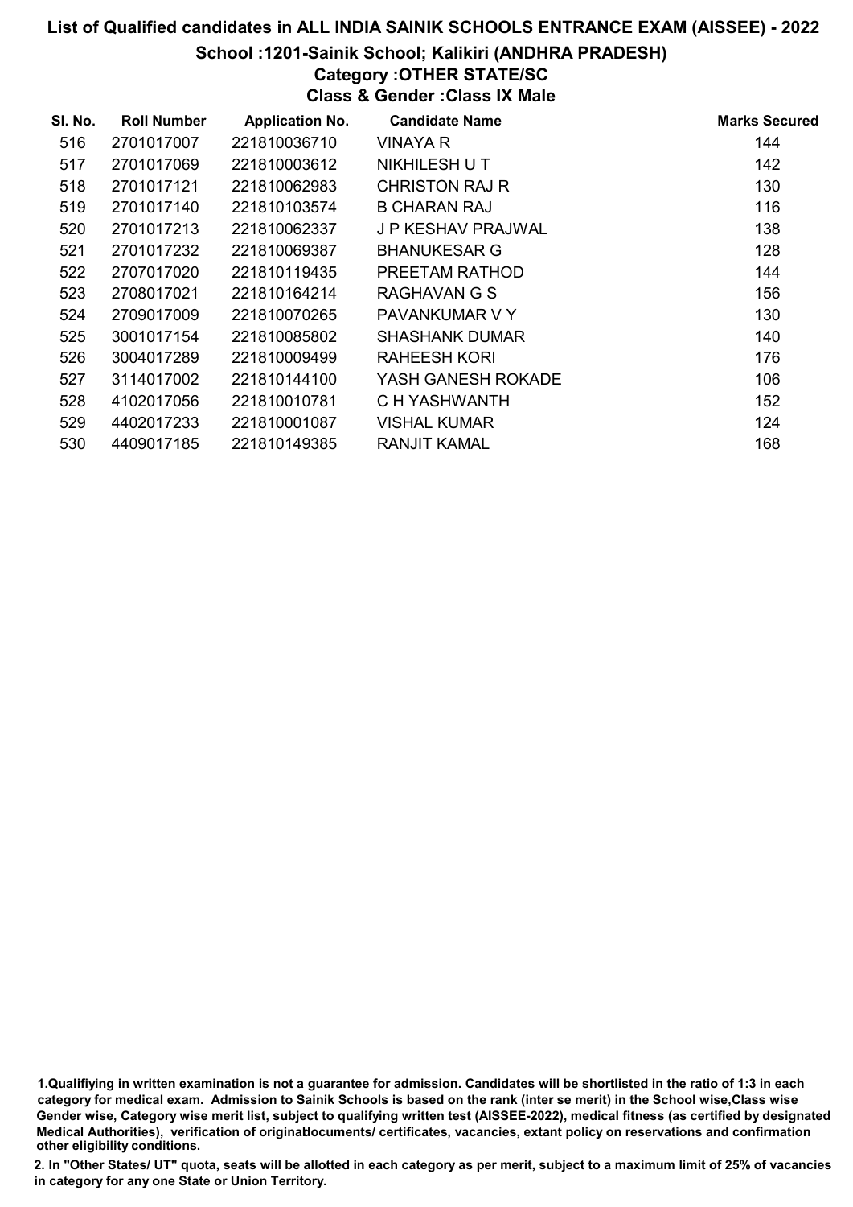# List of Qualified candidates in ALL INDIA SAINIK SCHOOLS ENTRANCE EXAM (AISSEE) - 2022

## School :1201-Sainik School; Kalikiri (ANDHRA PRADESH)

### Category :OTHER STATE/SC

### Class & Gender :Class IX Male

| Sl. No. | Roll Number | Application No. | Candidate Name | Marks Secured |
|---|---|---|---|---|
| 516 | 2701017007 | 221810036710 | VINAYA R | 144 |
| 517 | 2701017069 | 221810003612 | NIKHILESH U T | 142 |
| 518 | 2701017121 | 221810062983 | CHRISTON RAJ R | 130 |
| 519 | 2701017140 | 221810103574 | B CHARAN RAJ | 116 |
| 520 | 2701017213 | 221810062337 | J P KESHAV PRAJWAL | 138 |
| 521 | 2701017232 | 221810069387 | BHANUKESAR G | 128 |
| 522 | 2707017020 | 221810119435 | PREETAM RATHOD | 144 |
| 523 | 2708017021 | 221810164214 | RAGHAVAN G S | 156 |
| 524 | 2709017009 | 221810070265 | PAVANKUMAR V Y | 130 |
| 525 | 3001017154 | 221810085802 | SHASHANK DUMAR | 140 |
| 526 | 3004017289 | 221810009499 | RAHEESH KORI | 176 |
| 527 | 3114017002 | 221810144100 | YASH GANESH ROKADE | 106 |
| 528 | 4102017056 | 221810010781 | C H YASHWANTH | 152 |
| 529 | 4402017233 | 221810001087 | VISHAL KUMAR | 124 |
| 530 | 4409017185 | 221810149385 | RANJIT KAMAL | 168 |

1.Qualifiying in written examination is not a guarantee for admission. Candidates will be shortlisted in the ratio of 1:3 in each category for medical exam. Admission to Sainik Schools is based on the rank (inter se merit) in the School wise,Class wise Gender wise, Category wise merit list, subject to qualifying written test (AISSEE-2022), medical fitness (as certified by designated Medical Authorities), verification of originaldocuments/ certificates, vacancies, extant policy on reservations and confirmation other eligibility conditions.

2. In "Other States/ UT" quota, seats will be allotted in each category as per merit, subject to a maximum limit of 25% of vacancies in category for any one State or Union Territory.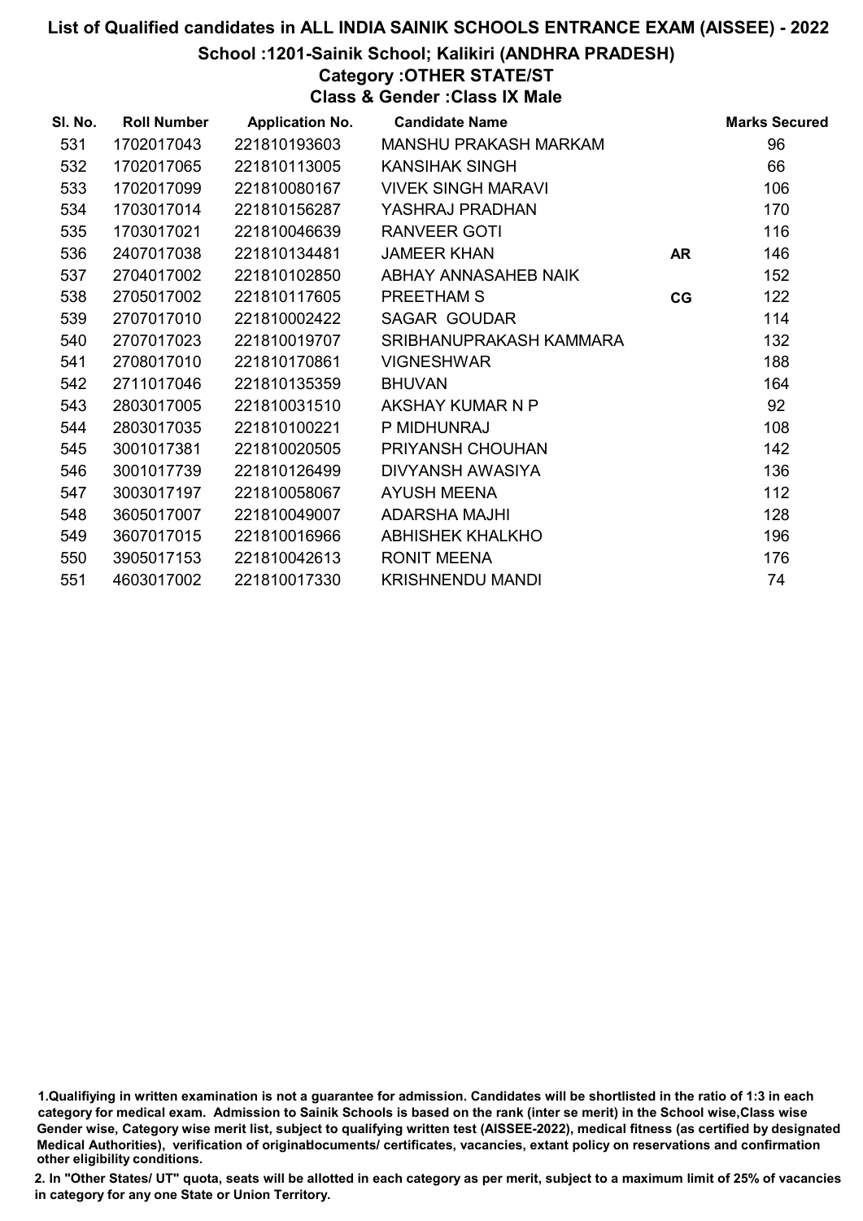# List of Qualified candidates in ALL INDIA SAINIK SCHOOLS ENTRANCE EXAM (AISSEE) - 2022

## School :1201-Sainik School; Kalikiri (ANDHRA PRADESH)

### Category :OTHER STATE/ST

### Class & Gender :Class IX Male

| Sl. No. | Roll Number | Application No. | Candidate Name | | Marks Secured |
|---|---|---|---|---|---|
| 531 | 1702017043 | 221810193603 | MANSHU PRAKASH MARKAM | | 96 |
| 532 | 1702017065 | 221810113005 | KANSIHAK SINGH | | 66 |
| 533 | 1702017099 | 221810080167 | VIVEK SINGH MARAVI | | 106 |
| 534 | 1703017014 | 221810156287 | YASHRAJ PRADHAN | | 170 |
| 535 | 1703017021 | 221810046639 | RANVEER GOTI | | 116 |
| 536 | 2407017038 | 221810134481 | JAMEER KHAN | AR | 146 |
| 537 | 2704017002 | 221810102850 | ABHAY ANNASAHEB NAIK | | 152 |
| 538 | 2705017002 | 221810117605 | PREETHAM S | CG | 122 |
| 539 | 2707017010 | 221810002422 | SAGAR GOUDAR | | 114 |
| 540 | 2707017023 | 221810019707 | SRIBHANUPRAKASH KAMMARA | | 132 |
| 541 | 2708017010 | 221810170861 | VIGNESHWAR | | 188 |
| 542 | 2711017046 | 221810135359 | BHUVAN | | 164 |
| 543 | 2803017005 | 221810031510 | AKSHAY KUMAR N P | | 92 |
| 544 | 2803017035 | 221810100221 | P MIDHUNRAJ | | 108 |
| 545 | 3001017381 | 221810020505 | PRIYANSH CHOUHAN | | 142 |
| 546 | 3001017739 | 221810126499 | DIVYANSH AWASIYA | | 136 |
| 547 | 3003017197 | 221810058067 | AYUSH MEENA | | 112 |
| 548 | 3605017007 | 221810049007 | ADARSHA MAJHI | | 128 |
| 549 | 3607017015 | 221810016966 | ABHISHEK KHALKHO | | 196 |
| 550 | 3905017153 | 221810042613 | RONIT MEENA | | 176 |
| 551 | 4603017002 | 221810017330 | KRISHNENDU MANDI | | 74 |

1.Qualifiying in written examination is not a guarantee for admission. Candidates will be shortlisted in the ratio of 1:3 in each category for medical exam. Admission to Sainik Schools is based on the rank (inter se merit) in the School wise,Class wise Gender wise, Category wise merit list, subject to qualifying written test (AISSEE-2022), medical fitness (as certified by designated Medical Authorities), verification of originaldocuments/ certificates, vacancies, extant policy on reservations and confirmation other eligibility conditions.

2. In "Other States/ UT" quota, seats will be allotted in each category as per merit, subject to a maximum limit of 25% of vacancies in category for any one State or Union Territory.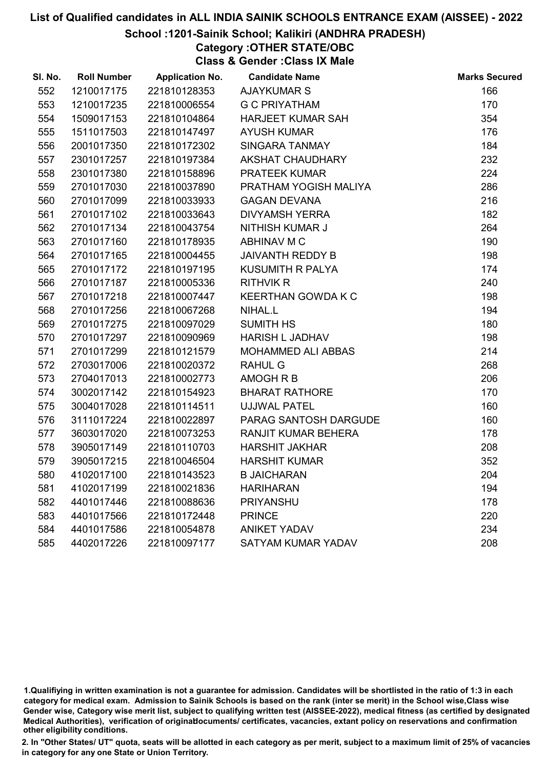# List of Qualified candidates in ALL INDIA SAINIK SCHOOLS ENTRANCE EXAM (AISSEE) - 2022

## School :1201-Sainik School; Kalikiri (ANDHRA PRADESH)

### Category :OTHER STATE/OBC

### Class & Gender :Class IX Male

| Sl. No. | Roll Number | Application No. | Candidate Name | Marks Secured |
|---|---|---|---|---|
| 552 | 1210017175 | 221810128353 | AJAYKUMAR S | 166 |
| 553 | 1210017235 | 221810006554 | G C PRIYATHAM | 170 |
| 554 | 1509017153 | 221810104864 | HARJEET KUMAR SAH | 354 |
| 555 | 1511017503 | 221810147497 | AYUSH KUMAR | 176 |
| 556 | 2001017350 | 221810172302 | SINGARA TANMAY | 184 |
| 557 | 2301017257 | 221810197384 | AKSHAT CHAUDHARY | 232 |
| 558 | 2301017380 | 221810158896 | PRATEEK KUMAR | 224 |
| 559 | 2701017030 | 221810037890 | PRATHAM YOGISH MALIYA | 286 |
| 560 | 2701017099 | 221810033933 | GAGAN DEVANA | 216 |
| 561 | 2701017102 | 221810033643 | DIVYAMSH YERRA | 182 |
| 562 | 2701017134 | 221810043754 | NITHISH KUMAR J | 264 |
| 563 | 2701017160 | 221810178935 | ABHINAV M C | 190 |
| 564 | 2701017165 | 221810004455 | JAIVANTH REDDY B | 198 |
| 565 | 2701017172 | 221810197195 | KUSUMITH R PALYA | 174 |
| 566 | 2701017187 | 221810005336 | RITHVIK R | 240 |
| 567 | 2701017218 | 221810007447 | KEERTHAN GOWDA K C | 198 |
| 568 | 2701017256 | 221810067268 | NIHAL.L | 194 |
| 569 | 2701017275 | 221810097029 | SUMITH HS | 180 |
| 570 | 2701017297 | 221810090969 | HARISH L JADHAV | 198 |
| 571 | 2701017299 | 221810121579 | MOHAMMED ALI ABBAS | 214 |
| 572 | 2703017006 | 221810020372 | RAHUL G | 268 |
| 573 | 2704017013 | 221810002773 | AMOGH R B | 206 |
| 574 | 3002017142 | 221810154923 | BHARAT RATHORE | 170 |
| 575 | 3004017028 | 221810114511 | UJJWAL PATEL | 160 |
| 576 | 3111017224 | 221810022897 | PARAG SANTOSH DARGUDE | 160 |
| 577 | 3603017020 | 221810073253 | RANJIT KUMAR BEHERA | 178 |
| 578 | 3905017149 | 221810110703 | HARSHIT JAKHAR | 208 |
| 579 | 3905017215 | 221810046504 | HARSHIT KUMAR | 352 |
| 580 | 4102017100 | 221810143523 | B JAICHARAN | 204 |
| 581 | 4102017199 | 221810021836 | HARIHARAN | 194 |
| 582 | 4401017446 | 221810088636 | PRIYANSHU | 178 |
| 583 | 4401017566 | 221810172448 | PRINCE | 220 |
| 584 | 4401017586 | 221810054878 | ANIKET YADAV | 234 |
| 585 | 4402017226 | 221810097177 | SATYAM KUMAR YADAV | 208 |

1.Qualifiying in written examination is not a guarantee for admission. Candidates will be shortlisted in the ratio of 1:3 in each category for medical exam. Admission to Sainik Schools is based on the rank (inter se merit) in the School wise,Class wise Gender wise, Category wise merit list, subject to qualifying written test (AISSEE-2022), medical fitness (as certified by designated Medical Authorities), verification of originaldocuments/ certificates, vacancies, extant policy on reservations and confirmation other eligibility conditions.

2. In "Other States/ UT" quota, seats will be allotted in each category as per merit, subject to a maximum limit of 25% of vacancies in category for any one State or Union Territory.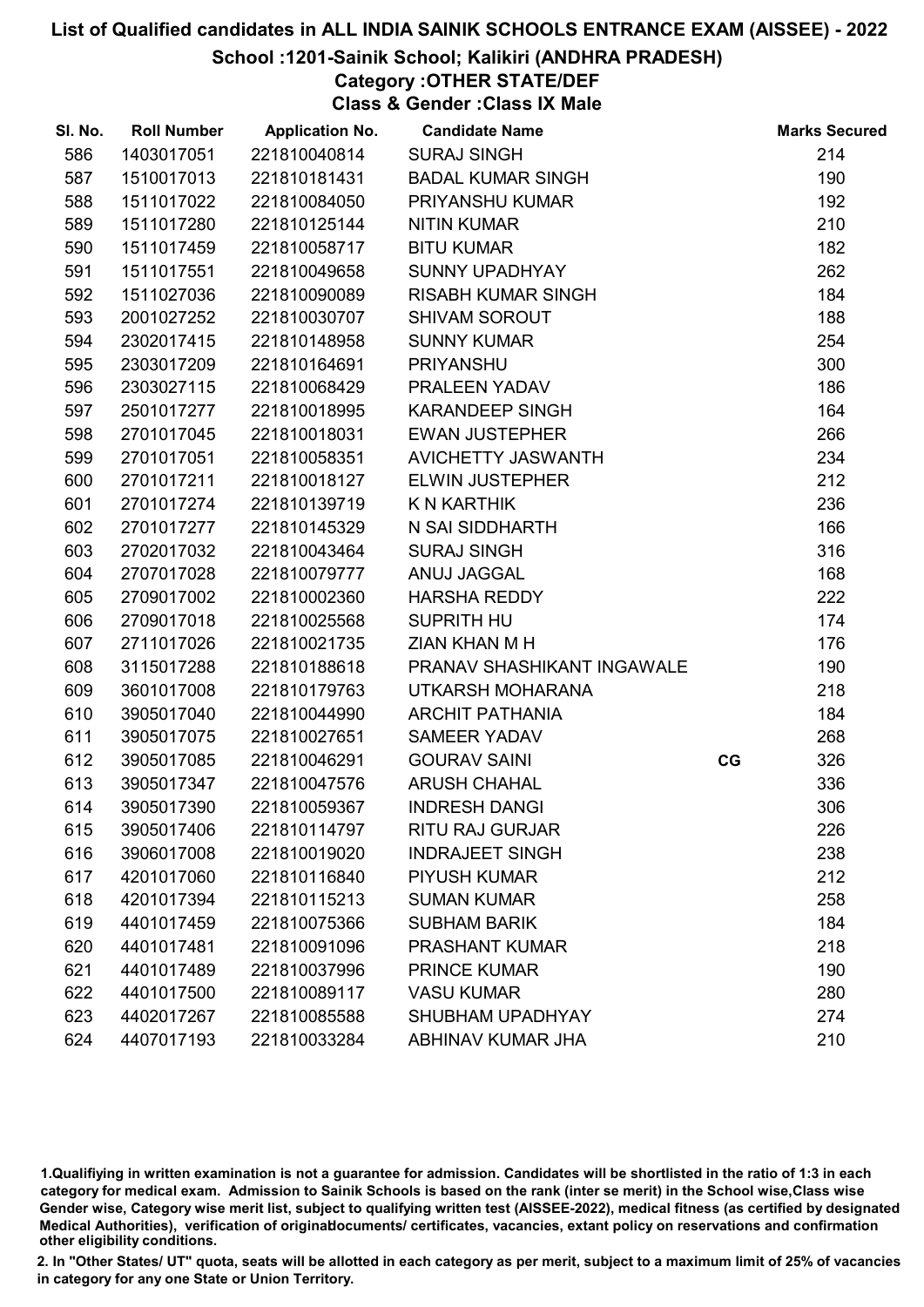# List of Qualified candidates in ALL INDIA SAINIK SCHOOLS ENTRANCE EXAM (AISSEE) - 2022

## School :1201-Sainik School; Kalikiri (ANDHRA PRADESH)

### Category :OTHER STATE/DEF

### Class & Gender :Class IX Male

| Sl. No. | Roll Number | Application No. | Candidate Name | | Marks Secured |
|---|---|---|---|---|---|
| 586 | 1403017051 | 221810040814 | SURAJ SINGH | | 214 |
| 587 | 1510017013 | 221810181431 | BADAL KUMAR SINGH | | 190 |
| 588 | 1511017022 | 221810084050 | PRIYANSHU KUMAR | | 192 |
| 589 | 1511017280 | 221810125144 | NITIN KUMAR | | 210 |
| 590 | 1511017459 | 221810058717 | BITU KUMAR | | 182 |
| 591 | 1511017551 | 221810049658 | SUNNY UPADHYAY | | 262 |
| 592 | 1511027036 | 221810090089 | RISABH KUMAR SINGH | | 184 |
| 593 | 2001027252 | 221810030707 | SHIVAM SOROUT | | 188 |
| 594 | 2302017415 | 221810148958 | SUNNY KUMAR | | 254 |
| 595 | 2303017209 | 221810164691 | PRIYANSHU | | 300 |
| 596 | 2303027115 | 221810068429 | PRALEEN YADAV | | 186 |
| 597 | 2501017277 | 221810018995 | KARANDEEP SINGH | | 164 |
| 598 | 2701017045 | 221810018031 | EWAN JUSTEPHER | | 266 |
| 599 | 2701017051 | 221810058351 | AVICHETTY JASWANTH | | 234 |
| 600 | 2701017211 | 221810018127 | ELWIN JUSTEPHER | | 212 |
| 601 | 2701017274 | 221810139719 | K N KARTHIK | | 236 |
| 602 | 2701017277 | 221810145329 | N SAI SIDDHARTH | | 166 |
| 603 | 2702017032 | 221810043464 | SURAJ SINGH | | 316 |
| 604 | 2707017028 | 221810079777 | ANUJ JAGGAL | | 168 |
| 605 | 2709017002 | 221810002360 | HARSHA REDDY | | 222 |
| 606 | 2709017018 | 221810025568 | SUPRITH HU | | 174 |
| 607 | 2711017026 | 221810021735 | ZIAN KHAN M H | | 176 |
| 608 | 3115017288 | 221810188618 | PRANAV SHASHIKANT INGAWALE | | 190 |
| 609 | 3601017008 | 221810179763 | UTKARSH MOHARANA | | 218 |
| 610 | 3905017040 | 221810044990 | ARCHIT PATHANIA | | 184 |
| 611 | 3905017075 | 221810027651 | SAMEER YADAV | | 268 |
| 612 | 3905017085 | 221810046291 | GOURAV SAINI | CG | 326 |
| 613 | 3905017347 | 221810047576 | ARUSH CHAHAL | | 336 |
| 614 | 3905017390 | 221810059367 | INDRESH DANGI | | 306 |
| 615 | 3905017406 | 221810114797 | RITU RAJ GURJAR | | 226 |
| 616 | 3906017008 | 221810019020 | INDRAJEET SINGH | | 238 |
| 617 | 4201017060 | 221810116840 | PIYUSH KUMAR | | 212 |
| 618 | 4201017394 | 221810115213 | SUMAN KUMAR | | 258 |
| 619 | 4401017459 | 221810075366 | SUBHAM BARIK | | 184 |
| 620 | 4401017481 | 221810091096 | PRASHANT KUMAR | | 218 |
| 621 | 4401017489 | 221810037996 | PRINCE KUMAR | | 190 |
| 622 | 4401017500 | 221810089117 | VASU KUMAR | | 280 |
| 623 | 4402017267 | 221810085588 | SHUBHAM UPADHYAY | | 274 |
| 624 | 4407017193 | 221810033284 | ABHINAV KUMAR JHA | | 210 |

1.Qualifiying in written examination is not a guarantee for admission. Candidates will be shortlisted in the ratio of 1:3 in each category for medical exam. Admission to Sainik Schools is based on the rank (inter se merit) in the School wise,Class wise Gender wise, Category wise merit list, subject to qualifying written test (AISSEE-2022), medical fitness (as certified by designated Medical Authorities), verification of originaldocuments/ certificates, vacancies, extant policy on reservations and confirmation other eligibility conditions.

2. In "Other States/ UT" quota, seats will be allotted in each category as per merit, subject to a maximum limit of 25% of vacancies in category for any one State or Union Territory.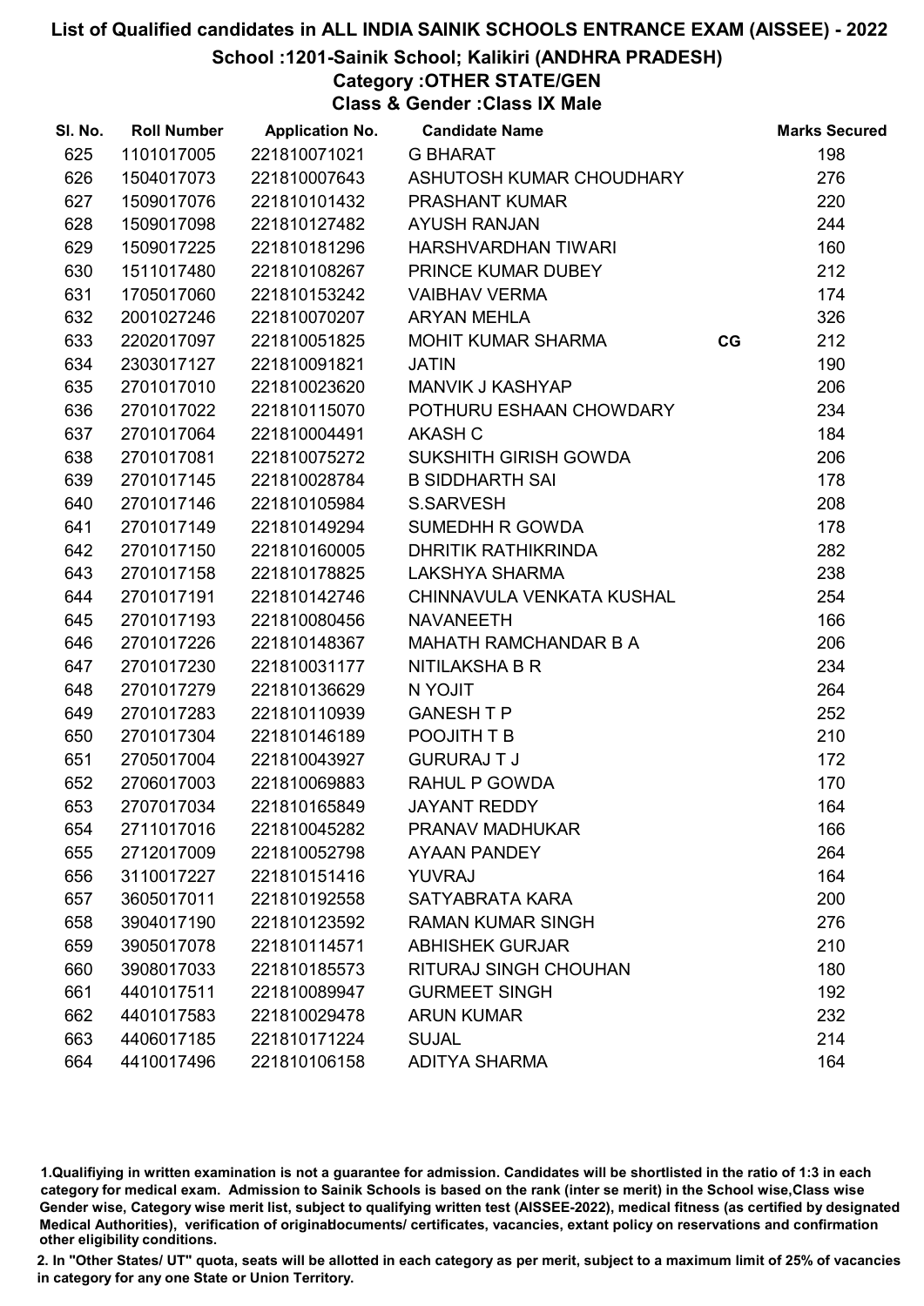# List of Qualified candidates in ALL INDIA SAINIK SCHOOLS ENTRANCE EXAM (AISSEE) - 2022

## School :1201-Sainik School; Kalikiri (ANDHRA PRADESH)

### Category :OTHER STATE/GEN

### Class & Gender :Class IX Male

| Sl. No. | Roll Number | Application No. | Candidate Name | | Marks Secured |
|---|---|---|---|---|---|
| 625 | 1101017005 | 221810071021 | G BHARAT | | 198 |
| 626 | 1504017073 | 221810007643 | ASHUTOSH KUMAR CHOUDHARY | | 276 |
| 627 | 1509017076 | 221810101432 | PRASHANT KUMAR | | 220 |
| 628 | 1509017098 | 221810127482 | AYUSH RANJAN | | 244 |
| 629 | 1509017225 | 221810181296 | HARSHVARDHAN TIWARI | | 160 |
| 630 | 1511017480 | 221810108267 | PRINCE KUMAR DUBEY | | 212 |
| 631 | 1705017060 | 221810153242 | VAIBHAV VERMA | | 174 |
| 632 | 2001027246 | 221810070207 | ARYAN MEHLA | | 326 |
| 633 | 2202017097 | 221810051825 | MOHIT KUMAR SHARMA | CG | 212 |
| 634 | 2303017127 | 221810091821 | JATIN | | 190 |
| 635 | 2701017010 | 221810023620 | MANVIK J KASHYAP | | 206 |
| 636 | 2701017022 | 221810115070 | POTHURU ESHAAN CHOWDARY | | 234 |
| 637 | 2701017064 | 221810004491 | AKASH C | | 184 |
| 638 | 2701017081 | 221810075272 | SUKSHITH GIRISH GOWDA | | 206 |
| 639 | 2701017145 | 221810028784 | B SIDDHARTH SAI | | 178 |
| 640 | 2701017146 | 221810105984 | S.SARVESH | | 208 |
| 641 | 2701017149 | 221810149294 | SUMEDHH R GOWDA | | 178 |
| 642 | 2701017150 | 221810160005 | DHRITIK RATHIKRINDA | | 282 |
| 643 | 2701017158 | 221810178825 | LAKSHYA SHARMA | | 238 |
| 644 | 2701017191 | 221810142746 | CHINNAVULA VENKATA KUSHAL | | 254 |
| 645 | 2701017193 | 221810080456 | NAVANEETH | | 166 |
| 646 | 2701017226 | 221810148367 | MAHATH RAMCHANDAR B A | | 206 |
| 647 | 2701017230 | 221810031177 | NITILAKSHA B R | | 234 |
| 648 | 2701017279 | 221810136629 | N YOJIT | | 264 |
| 649 | 2701017283 | 221810110939 | GANESH T P | | 252 |
| 650 | 2701017304 | 221810146189 | POOJITH T B | | 210 |
| 651 | 2705017004 | 221810043927 | GURURAJ T J | | 172 |
| 652 | 2706017003 | 221810069883 | RAHUL P GOWDA | | 170 |
| 653 | 2707017034 | 221810165849 | JAYANT REDDY | | 164 |
| 654 | 2711017016 | 221810045282 | PRANAV MADHUKAR | | 166 |
| 655 | 2712017009 | 221810052798 | AYAAN PANDEY | | 264 |
| 656 | 3110017227 | 221810151416 | YUVRAJ | | 164 |
| 657 | 3605017011 | 221810192558 | SATYABRATA KARA | | 200 |
| 658 | 3904017190 | 221810123592 | RAMAN KUMAR SINGH | | 276 |
| 659 | 3905017078 | 221810114571 | ABHISHEK GURJAR | | 210 |
| 660 | 3908017033 | 221810185573 | RITURAJ SINGH CHOUHAN | | 180 |
| 661 | 4401017511 | 221810089947 | GURMEET SINGH | | 192 |
| 662 | 4401017583 | 221810029478 | ARUN KUMAR | | 232 |
| 663 | 4406017185 | 221810171224 | SUJAL | | 214 |
| 664 | 4410017496 | 221810106158 | ADITYA SHARMA | | 164 |

1.Qualifiying in written examination is not a guarantee for admission. Candidates will be shortlisted in the ratio of 1:3 in each category for medical exam. Admission to Sainik Schools is based on the rank (inter se merit) in the School wise,Class wise Gender wise, Category wise merit list, subject to qualifying written test (AISSEE-2022), medical fitness (as certified by designated Medical Authorities), verification of originaldocuments/ certificates, vacancies, extant policy on reservations and confirmation other eligibility conditions.

2. In "Other States/ UT" quota, seats will be allotted in each category as per merit, subject to a maximum limit of 25% of vacancies in category for any one State or Union Territory.